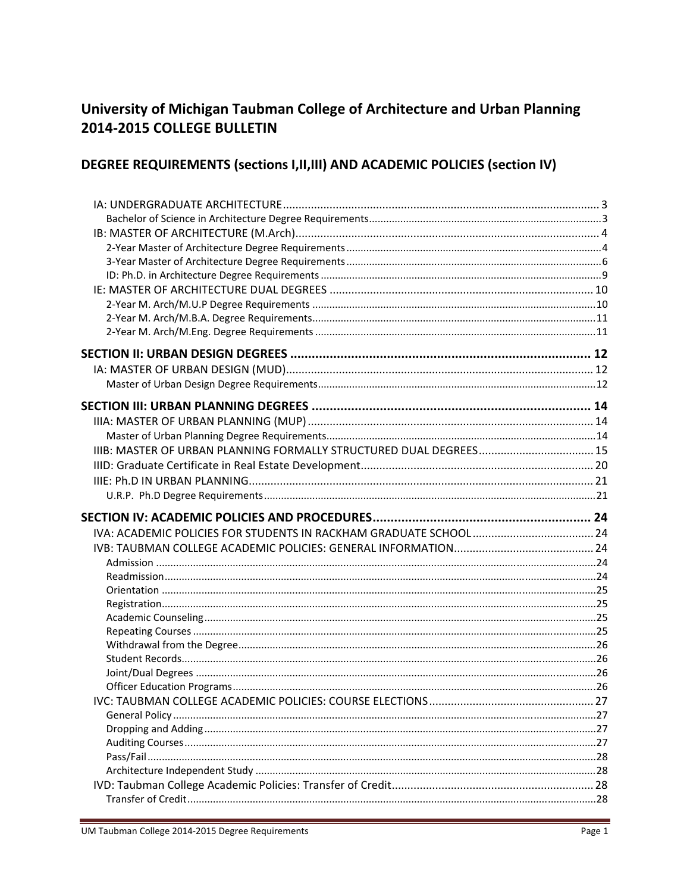# University of Michigan Taubman College of Architecture and Urban Planning 2014-2015 COLLEGE BULLETIN

## DEGREE REQUIREMENTS (sections I,II,III) AND ACADEMIC POLICIES (section IV)

- IA: UNDERGRADUATE ARCHITECTURE ..... 3
  - Bachelor of Science in Architecture Degree Requirements ..... 3
- IB: MASTER OF ARCHITECTURE (M.Arch) ..... 4
  - 2-Year Master of Architecture Degree Requirements ..... 4
  - 3-Year Master of Architecture Degree Requirements ..... 6
  - ID: Ph.D. in Architecture Degree Requirements ..... 9
- IE: MASTER OF ARCHITECTURE DUAL DEGREES ..... 10
  - 2-Year M. Arch/M.U.P Degree Requirements ..... 10
  - 2-Year M. Arch/M.B.A. Degree Requirements ..... 11
  - 2-Year M. Arch/M.Eng. Degree Requirements ..... 11

**SECTION II: URBAN DESIGN DEGREES ..... 12**

- IA: MASTER OF URBAN DESIGN (MUD) ..... 12
  - Master of Urban Design Degree Requirements ..... 12

**SECTION III: URBAN PLANNING DEGREES ..... 14**

- IIIA: MASTER OF URBAN PLANNING (MUP) ..... 14
  - Master of Urban Planning Degree Requirements ..... 14
- IIIB: MASTER OF URBAN PLANNING FORMALLY STRUCTURED DUAL DEGREES ..... 15
- IIID: Graduate Certificate in Real Estate Development ..... 20
- IIIE: Ph.D IN URBAN PLANNING ..... 21
  - U.R.P. Ph.D Degree Requirements ..... 21

**SECTION IV: ACADEMIC POLICIES AND PROCEDURES ..... 24**

- IVA: ACADEMIC POLICIES FOR STUDENTS IN RACKHAM GRADUATE SCHOOL ..... 24
- IVB: TAUBMAN COLLEGE ACADEMIC POLICIES: GENERAL INFORMATION ..... 24
  - Admission ..... 24
  - Readmission ..... 24
  - Orientation ..... 25
  - Registration ..... 25
  - Academic Counseling ..... 25
  - Repeating Courses ..... 25
  - Withdrawal from the Degree ..... 26
  - Student Records ..... 26
  - Joint/Dual Degrees ..... 26
  - Officer Education Programs ..... 26
- IVC: TAUBMAN COLLEGE ACADEMIC POLICIES: COURSE ELECTIONS ..... 27
  - General Policy ..... 27
  - Dropping and Adding ..... 27
  - Auditing Courses ..... 27
  - Pass/Fail ..... 28
  - Architecture Independent Study ..... 28
- IVD: Taubman College Academic Policies: Transfer of Credit ..... 28
  - Transfer of Credit ..... 28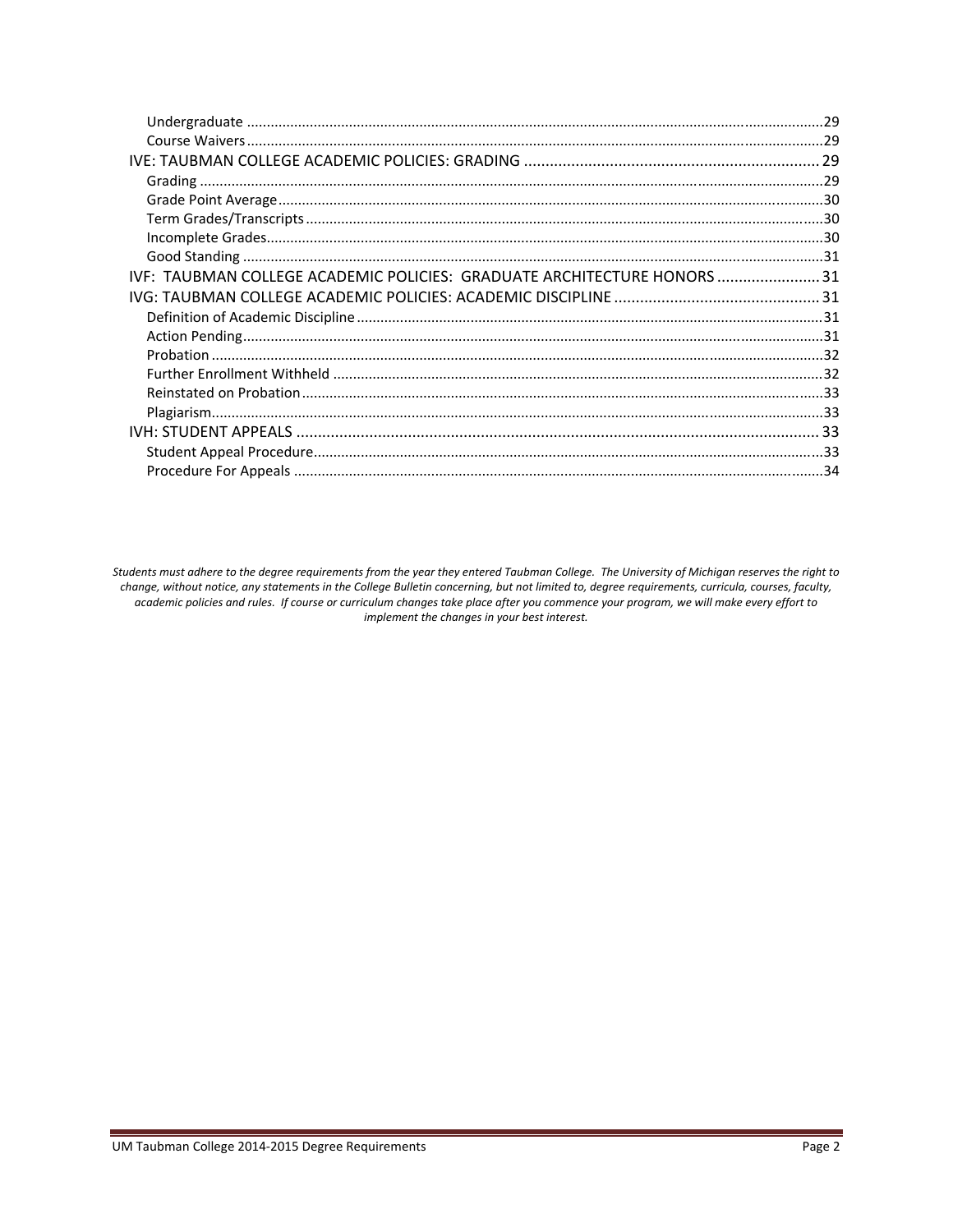- Undergraduate ....................................................................................................................................29
- Course Waivers ..................................................................................................................................29

IVE: TAUBMAN COLLEGE ACADEMIC POLICIES: GRADING ..................................................................... 29

- Grading ..............................................................................................................................................29
- Grade Point Average ..........................................................................................................................30
- Term Grades/Transcripts ...................................................................................................................30
- Incomplete Grades .............................................................................................................................30
- Good Standing ...................................................................................................................................31

IVF: TAUBMAN COLLEGE ACADEMIC POLICIES: GRADUATE ARCHITECTURE HONORS ........................ 31

IVG: TAUBMAN COLLEGE ACADEMIC POLICIES: ACADEMIC DISCIPLINE ................................................ 31

- Definition of Academic Discipline ......................................................................................................31
- Action Pending ...................................................................................................................................31
- Probation ...........................................................................................................................................32
- Further Enrollment Withheld .............................................................................................................32
- Reinstated on Probation ....................................................................................................................33
- Plagiarism ..........................................................................................................................................33

IVH: STUDENT APPEALS .......................................................................................................................... 33

- Student Appeal Procedure .................................................................................................................33
- Procedure For Appeals ......................................................................................................................34

*Students must adhere to the degree requirements from the year they entered Taubman College. The University of Michigan reserves the right to change, without notice, any statements in the College Bulletin concerning, but not limited to, degree requirements, curricula, courses, faculty, academic policies and rules. If course or curriculum changes take place after you commence your program, we will make every effort to implement the changes in your best interest.*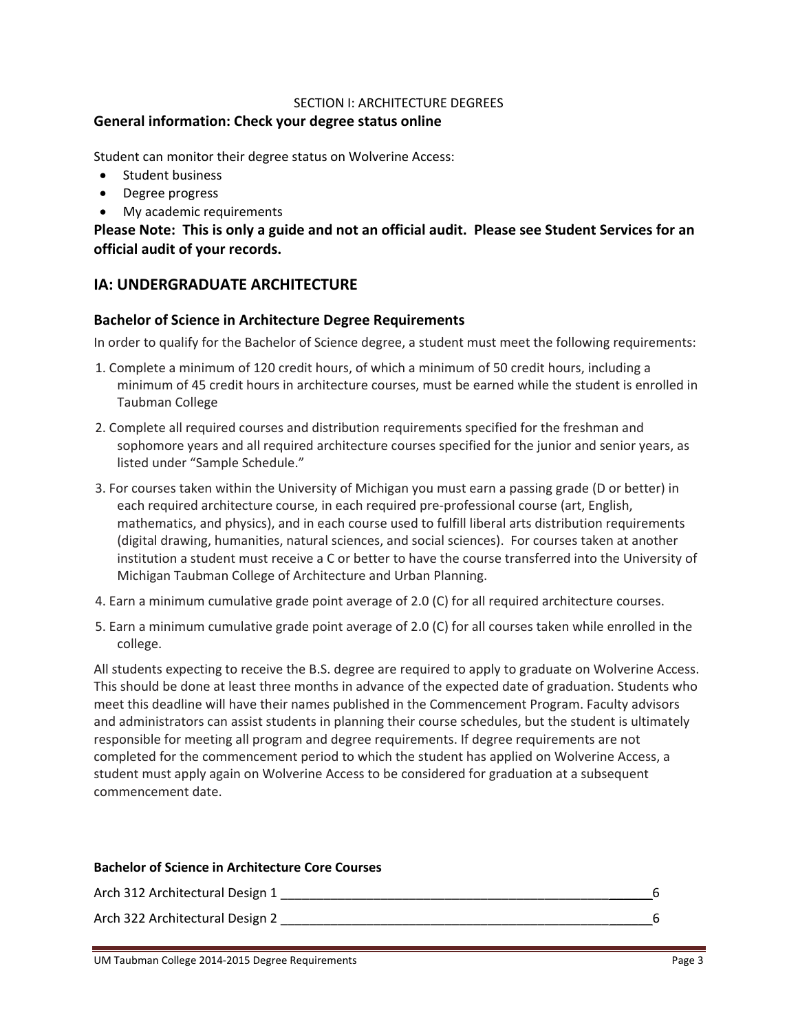SECTION I: ARCHITECTURE DEGREES

**General information: Check your degree status online**

Student can monitor their degree status on Wolverine Access:

- Student business
- Degree progress
- My academic requirements

**Please Note: This is only a guide and not an official audit. Please see Student Services for an official audit of your records.**

## IA: UNDERGRADUATE ARCHITECTURE

### Bachelor of Science in Architecture Degree Requirements

In order to qualify for the Bachelor of Science degree, a student must meet the following requirements:

1. Complete a minimum of 120 credit hours, of which a minimum of 50 credit hours, including a minimum of 45 credit hours in architecture courses, must be earned while the student is enrolled in Taubman College
2. Complete all required courses and distribution requirements specified for the freshman and sophomore years and all required architecture courses specified for the junior and senior years, as listed under "Sample Schedule."
3. For courses taken within the University of Michigan you must earn a passing grade (D or better) in each required architecture course, in each required pre-professional course (art, English, mathematics, and physics), and in each course used to fulfill liberal arts distribution requirements (digital drawing, humanities, natural sciences, and social sciences). For courses taken at another institution a student must receive a C or better to have the course transferred into the University of Michigan Taubman College of Architecture and Urban Planning.
4. Earn a minimum cumulative grade point average of 2.0 (C) for all required architecture courses.
5. Earn a minimum cumulative grade point average of 2.0 (C) for all courses taken while enrolled in the college.

All students expecting to receive the B.S. degree are required to apply to graduate on Wolverine Access. This should be done at least three months in advance of the expected date of graduation. Students who meet this deadline will have their names published in the Commencement Program. Faculty advisors and administrators can assist students in planning their course schedules, but the student is ultimately responsible for meeting all program and degree requirements. If degree requirements are not completed for the commencement period to which the student has applied on Wolverine Access, a student must apply again on Wolverine Access to be considered for graduation at a subsequent commencement date.

**Bachelor of Science in Architecture Core Courses**

Arch 312 Architectural Design 1 ______ 6

Arch 322 Architectural Design 2 ______ 6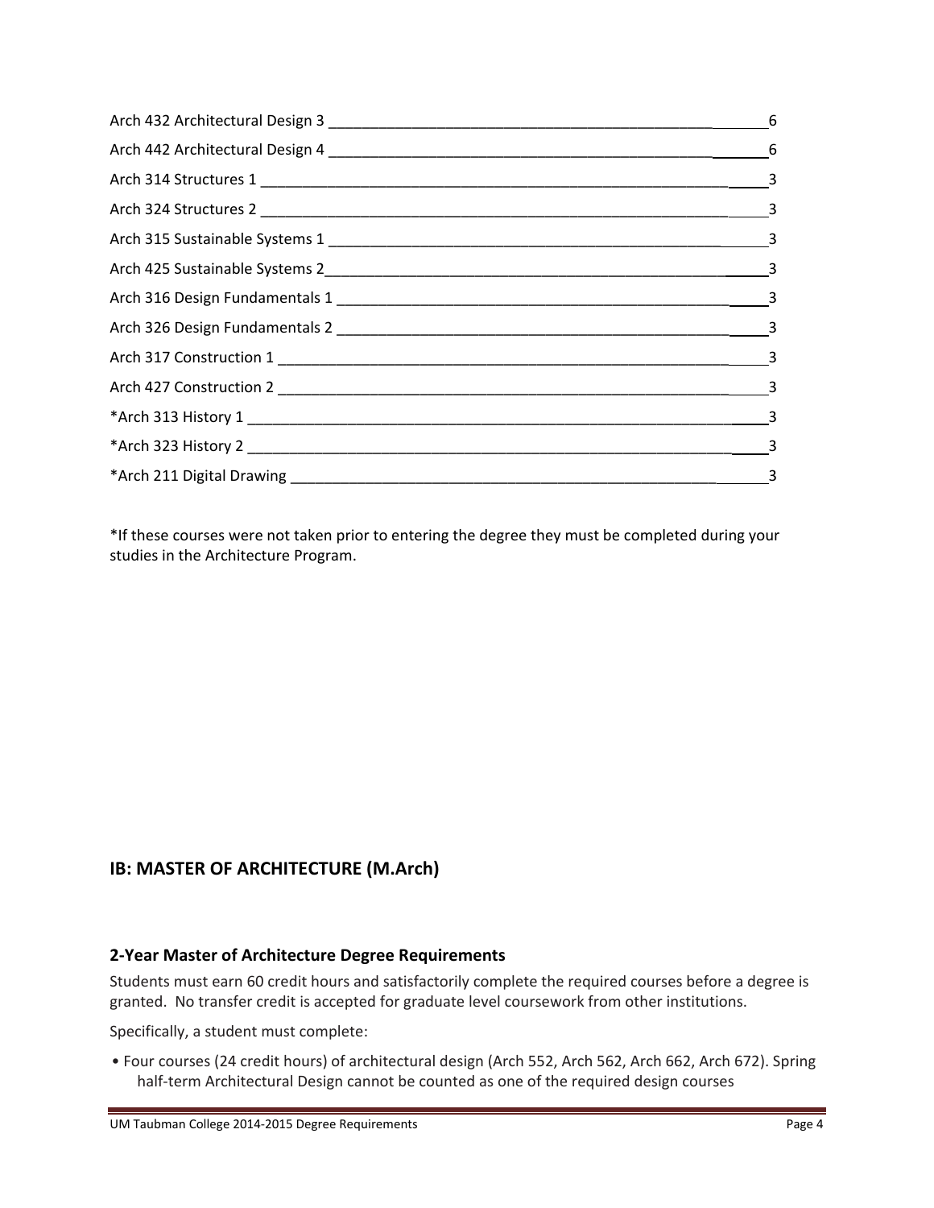| Course | Credits |
|---|---|
| Arch 432 Architectural Design 3 | 6 |
| Arch 442 Architectural Design 4 | 6 |
| Arch 314 Structures 1 | 3 |
| Arch 324 Structures 2 | 3 |
| Arch 315 Sustainable Systems 1 | 3 |
| Arch 425 Sustainable Systems 2 | 3 |
| Arch 316 Design Fundamentals 1 | 3 |
| Arch 326 Design Fundamentals 2 | 3 |
| Arch 317 Construction 1 | 3 |
| Arch 427 Construction 2 | 3 |
| *Arch 313 History 1 | 3 |
| *Arch 323 History 2 | 3 |
| *Arch 211 Digital Drawing | 3 |

*If these courses were not taken prior to entering the degree they must be completed during your studies in the Architecture Program.

## IB: MASTER OF ARCHITECTURE (M.Arch)

### 2-Year Master of Architecture Degree Requirements

Students must earn 60 credit hours and satisfactorily complete the required courses before a degree is granted. No transfer credit is accepted for graduate level coursework from other institutions.

Specifically, a student must complete:

- Four courses (24 credit hours) of architectural design (Arch 552, Arch 562, Arch 662, Arch 672). Spring half-term Architectural Design cannot be counted as one of the required design courses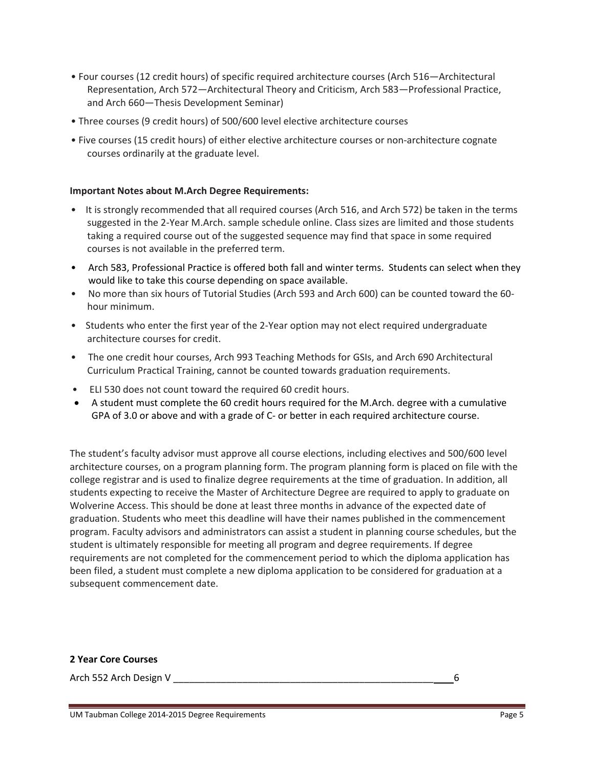- Four courses (12 credit hours) of specific required architecture courses (Arch 516—Architectural Representation, Arch 572—Architectural Theory and Criticism, Arch 583—Professional Practice, and Arch 660—Thesis Development Seminar)
- Three courses (9 credit hours) of 500/600 level elective architecture courses
- Five courses (15 credit hours) of either elective architecture courses or non-architecture cognate courses ordinarily at the graduate level.

**Important Notes about M.Arch Degree Requirements:**

- It is strongly recommended that all required courses (Arch 516, and Arch 572) be taken in the terms suggested in the 2-Year M.Arch. sample schedule online. Class sizes are limited and those students taking a required course out of the suggested sequence may find that space in some required courses is not available in the preferred term.
- Arch 583, Professional Practice is offered both fall and winter terms. Students can select when they would like to take this course depending on space available.
- No more than six hours of Tutorial Studies (Arch 593 and Arch 600) can be counted toward the 60-hour minimum.
- Students who enter the first year of the 2-Year option may not elect required undergraduate architecture courses for credit.
- The one credit hour courses, Arch 993 Teaching Methods for GSIs, and Arch 690 Architectural Curriculum Practical Training, cannot be counted towards graduation requirements.
- ELI 530 does not count toward the required 60 credit hours.
- A student must complete the 60 credit hours required for the M.Arch. degree with a cumulative GPA of 3.0 or above and with a grade of C- or better in each required architecture course.

The student's faculty advisor must approve all course elections, including electives and 500/600 level architecture courses, on a program planning form. The program planning form is placed on file with the college registrar and is used to finalize degree requirements at the time of graduation. In addition, all students expecting to receive the Master of Architecture Degree are required to apply to graduate on Wolverine Access. This should be done at least three months in advance of the expected date of graduation. Students who meet this deadline will have their names published in the commencement program. Faculty advisors and administrators can assist a student in planning course schedules, but the student is ultimately responsible for meeting all program and degree requirements. If degree requirements are not completed for the commencement period to which the diploma application has been filed, a student must complete a new diploma application to be considered for graduation at a subsequent commencement date.

**2 Year Core Courses**

Arch 552 Arch Design V ______________________________________________________ 6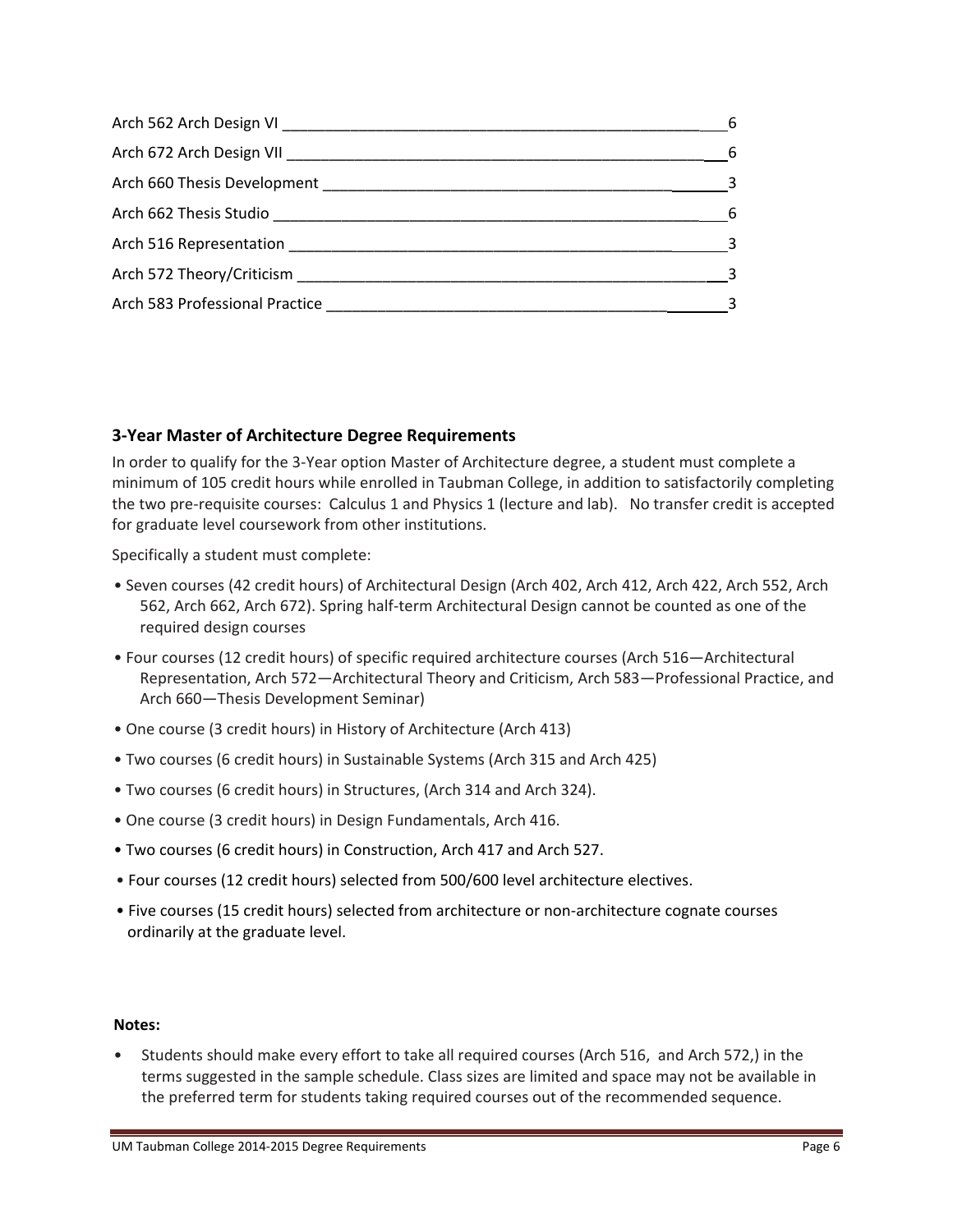| Course | Credits |
| --- | --- |
| Arch 562 Arch Design VI | 6 |
| Arch 672 Arch Design VII | 6 |
| Arch 660 Thesis Development | 3 |
| Arch 662 Thesis Studio | 6 |
| Arch 516 Representation | 3 |
| Arch 572 Theory/Criticism | 3 |
| Arch 583 Professional Practice | 3 |

### 3-Year Master of Architecture Degree Requirements

In order to qualify for the 3-Year option Master of Architecture degree, a student must complete a minimum of 105 credit hours while enrolled in Taubman College, in addition to satisfactorily completing the two pre-requisite courses: Calculus 1 and Physics 1 (lecture and lab). No transfer credit is accepted for graduate level coursework from other institutions.

Specifically a student must complete:

- Seven courses (42 credit hours) of Architectural Design (Arch 402, Arch 412, Arch 422, Arch 552, Arch 562, Arch 662, Arch 672). Spring half-term Architectural Design cannot be counted as one of the required design courses
- Four courses (12 credit hours) of specific required architecture courses (Arch 516—Architectural Representation, Arch 572—Architectural Theory and Criticism, Arch 583—Professional Practice, and Arch 660—Thesis Development Seminar)
- One course (3 credit hours) in History of Architecture (Arch 413)
- Two courses (6 credit hours) in Sustainable Systems (Arch 315 and Arch 425)
- Two courses (6 credit hours) in Structures, (Arch 314 and Arch 324).
- One course (3 credit hours) in Design Fundamentals, Arch 416.
- Two courses (6 credit hours) in Construction, Arch 417 and Arch 527.
- Four courses (12 credit hours) selected from 500/600 level architecture electives.
- Five courses (15 credit hours) selected from architecture or non-architecture cognate courses ordinarily at the graduate level.

**Notes:**

- Students should make every effort to take all required courses (Arch 516, and Arch 572,) in the terms suggested in the sample schedule. Class sizes are limited and space may not be available in the preferred term for students taking required courses out of the recommended sequence.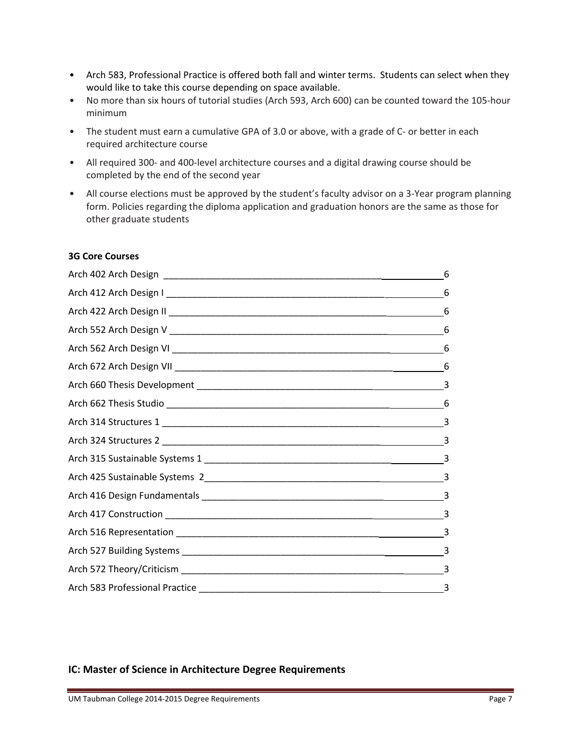- Arch 583, Professional Practice is offered both fall and winter terms. Students can select when they would like to take this course depending on space available.
- No more than six hours of tutorial studies (Arch 593, Arch 600) can be counted toward the 105-hour minimum
- The student must earn a cumulative GPA of 3.0 or above, with a grade of C- or better in each required architecture course
- All required 300- and 400-level architecture courses and a digital drawing course should be completed by the end of the second year
- All course elections must be approved by the student's faculty advisor on a 3-Year program planning form. Policies regarding the diploma application and graduation honors are the same as those for other graduate students

**3G Core Courses**

| Course | Credits |
|---|---|
| Arch 402 Arch Design | 6 |
| Arch 412 Arch Design I | 6 |
| Arch 422 Arch Design II | 6 |
| Arch 552 Arch Design V | 6 |
| Arch 562 Arch Design VI | 6 |
| Arch 672 Arch Design VII | 6 |
| Arch 660 Thesis Development | 3 |
| Arch 662 Thesis Studio | 6 |
| Arch 314 Structures 1 | 3 |
| Arch 324 Structures 2 | 3 |
| Arch 315 Sustainable Systems 1 | 3 |
| Arch 425 Sustainable Systems 2 | 3 |
| Arch 416 Design Fundamentals | 3 |
| Arch 417 Construction | 3 |
| Arch 516 Representation | 3 |
| Arch 527 Building Systems | 3 |
| Arch 572 Theory/Criticism | 3 |
| Arch 583 Professional Practice | 3 |

## IC: Master of Science in Architecture Degree Requirements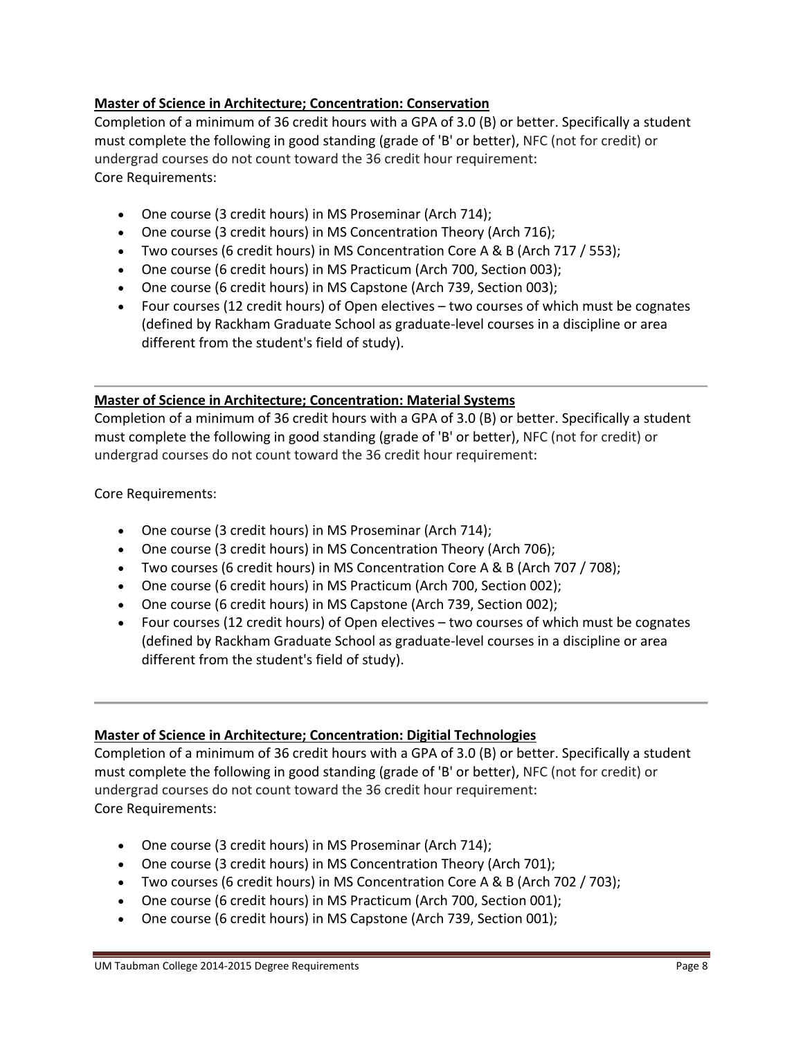**Master of Science in Architecture; Concentration: Conservation**

Completion of a minimum of 36 credit hours with a GPA of 3.0 (B) or better. Specifically a student must complete the following in good standing (grade of 'B' or better), NFC (not for credit) or undergrad courses do not count toward the 36 credit hour requirement:

Core Requirements:

- One course (3 credit hours) in MS Proseminar (Arch 714);
- One course (3 credit hours) in MS Concentration Theory (Arch 716);
- Two courses (6 credit hours) in MS Concentration Core A & B (Arch 717 / 553);
- One course (6 credit hours) in MS Practicum (Arch 700, Section 003);
- One course (6 credit hours) in MS Capstone (Arch 739, Section 003);
- Four courses (12 credit hours) of Open electives – two courses of which must be cognates (defined by Rackham Graduate School as graduate-level courses in a discipline or area different from the student's field of study).

---

**Master of Science in Architecture; Concentration: Material Systems**

Completion of a minimum of 36 credit hours with a GPA of 3.0 (B) or better. Specifically a student must complete the following in good standing (grade of 'B' or better), NFC (not for credit) or undergrad courses do not count toward the 36 credit hour requirement:

Core Requirements:

- One course (3 credit hours) in MS Proseminar (Arch 714);
- One course (3 credit hours) in MS Concentration Theory (Arch 706);
- Two courses (6 credit hours) in MS Concentration Core A & B (Arch 707 / 708);
- One course (6 credit hours) in MS Practicum (Arch 700, Section 002);
- One course (6 credit hours) in MS Capstone (Arch 739, Section 002);
- Four courses (12 credit hours) of Open electives – two courses of which must be cognates (defined by Rackham Graduate School as graduate-level courses in a discipline or area different from the student's field of study).

---

**Master of Science in Architecture; Concentration: Digitial Technologies**

Completion of a minimum of 36 credit hours with a GPA of 3.0 (B) or better. Specifically a student must complete the following in good standing (grade of 'B' or better), NFC (not for credit) or undergrad courses do not count toward the 36 credit hour requirement:

Core Requirements:

- One course (3 credit hours) in MS Proseminar (Arch 714);
- One course (3 credit hours) in MS Concentration Theory (Arch 701);
- Two courses (6 credit hours) in MS Concentration Core A & B (Arch 702 / 703);
- One course (6 credit hours) in MS Practicum (Arch 700, Section 001);
- One course (6 credit hours) in MS Capstone (Arch 739, Section 001);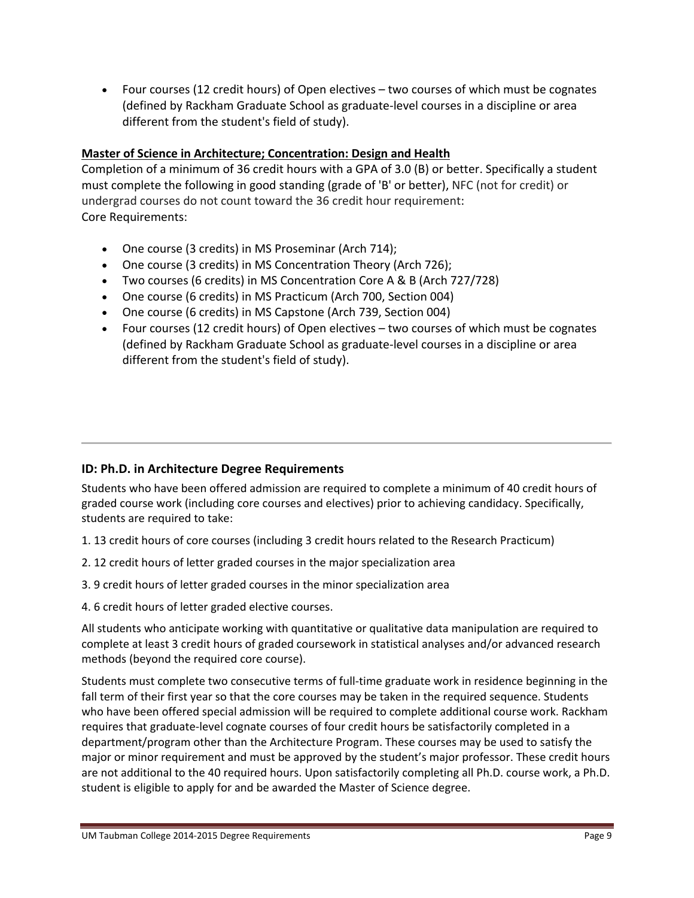- Four courses (12 credit hours) of Open electives – two courses of which must be cognates (defined by Rackham Graduate School as graduate-level courses in a discipline or area different from the student's field of study).

**Master of Science in Architecture; Concentration: Design and Health**

Completion of a minimum of 36 credit hours with a GPA of 3.0 (B) or better. Specifically a student must complete the following in good standing (grade of 'B' or better), NFC (not for credit) or undergrad courses do not count toward the 36 credit hour requirement:
Core Requirements:

- One course (3 credits) in MS Proseminar (Arch 714);
- One course (3 credits) in MS Concentration Theory (Arch 726);
- Two courses (6 credits) in MS Concentration Core A & B (Arch 727/728)
- One course (6 credits) in MS Practicum (Arch 700, Section 004)
- One course (6 credits) in MS Capstone (Arch 739, Section 004)
- Four courses (12 credit hours) of Open electives – two courses of which must be cognates (defined by Rackham Graduate School as graduate-level courses in a discipline or area different from the student's field of study).

---

## ID: Ph.D. in Architecture Degree Requirements

Students who have been offered admission are required to complete a minimum of 40 credit hours of graded course work (including core courses and electives) prior to achieving candidacy. Specifically, students are required to take:

1. 13 credit hours of core courses (including 3 credit hours related to the Research Practicum)
2. 12 credit hours of letter graded courses in the major specialization area
3. 9 credit hours of letter graded courses in the minor specialization area
4. 6 credit hours of letter graded elective courses.

All students who anticipate working with quantitative or qualitative data manipulation are required to complete at least 3 credit hours of graded coursework in statistical analyses and/or advanced research methods (beyond the required core course).

Students must complete two consecutive terms of full-time graduate work in residence beginning in the fall term of their first year so that the core courses may be taken in the required sequence. Students who have been offered special admission will be required to complete additional course work. Rackham requires that graduate-level cognate courses of four credit hours be satisfactorily completed in a department/program other than the Architecture Program. These courses may be used to satisfy the major or minor requirement and must be approved by the student's major professor. These credit hours are not additional to the 40 required hours. Upon satisfactorily completing all Ph.D. course work, a Ph.D. student is eligible to apply for and be awarded the Master of Science degree.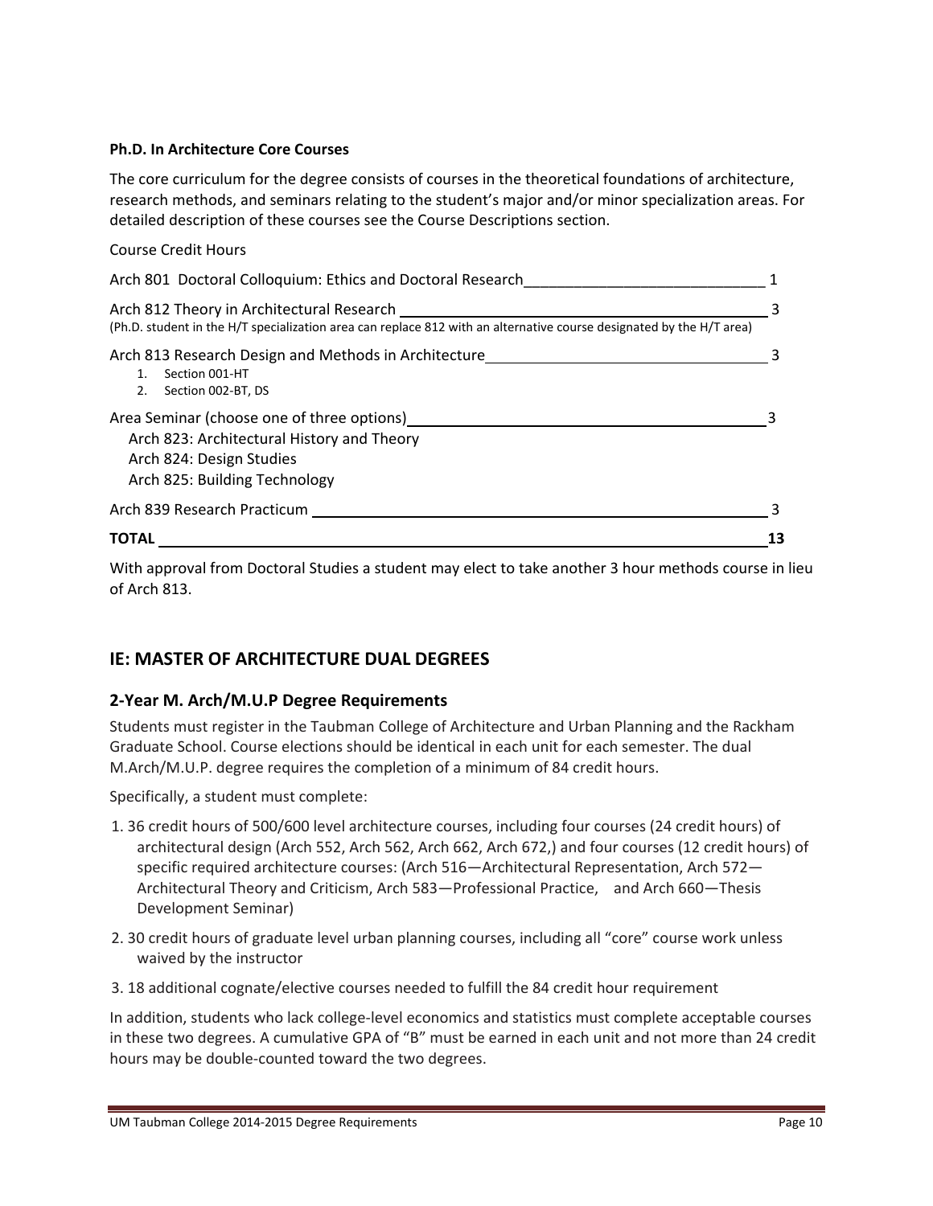**Ph.D. In Architecture Core Courses**

The core curriculum for the degree consists of courses in the theoretical foundations of architecture, research methods, and seminars relating to the student's major and/or minor specialization areas. For detailed description of these courses see the Course Descriptions section.

| Course | Credit Hours |
| --- | --- |
| Arch 801 Doctoral Colloquium: Ethics and Doctoral Research | 1 |
| Arch 812 Theory in Architectural Research<br>(Ph.D. student in the H/T specialization area can replace 812 with an alternative course designated by the H/T area) | 3 |
| Arch 813 Research Design and Methods in Architecture<br>1. Section 001-HT<br>2. Section 002-BT, DS | 3 |
| Area Seminar (choose one of three options)<br>Arch 823: Architectural History and Theory<br>Arch 824: Design Studies<br>Arch 825: Building Technology | 3 |
| Arch 839 Research Practicum | 3 |
| **TOTAL** | **13** |

With approval from Doctoral Studies a student may elect to take another 3 hour methods course in lieu of Arch 813.

## IE: MASTER OF ARCHITECTURE DUAL DEGREES

### 2-Year M. Arch/M.U.P Degree Requirements

Students must register in the Taubman College of Architecture and Urban Planning and the Rackham Graduate School. Course elections should be identical in each unit for each semester. The dual M.Arch/M.U.P. degree requires the completion of a minimum of 84 credit hours.

Specifically, a student must complete:

1. 36 credit hours of 500/600 level architecture courses, including four courses (24 credit hours) of architectural design (Arch 552, Arch 562, Arch 662, Arch 672,) and four courses (12 credit hours) of specific required architecture courses: (Arch 516—Architectural Representation, Arch 572—Architectural Theory and Criticism, Arch 583—Professional Practice, and Arch 660—Thesis Development Seminar)
2. 30 credit hours of graduate level urban planning courses, including all "core" course work unless waived by the instructor
3. 18 additional cognate/elective courses needed to fulfill the 84 credit hour requirement

In addition, students who lack college-level economics and statistics must complete acceptable courses in these two degrees. A cumulative GPA of "B" must be earned in each unit and not more than 24 credit hours may be double-counted toward the two degrees.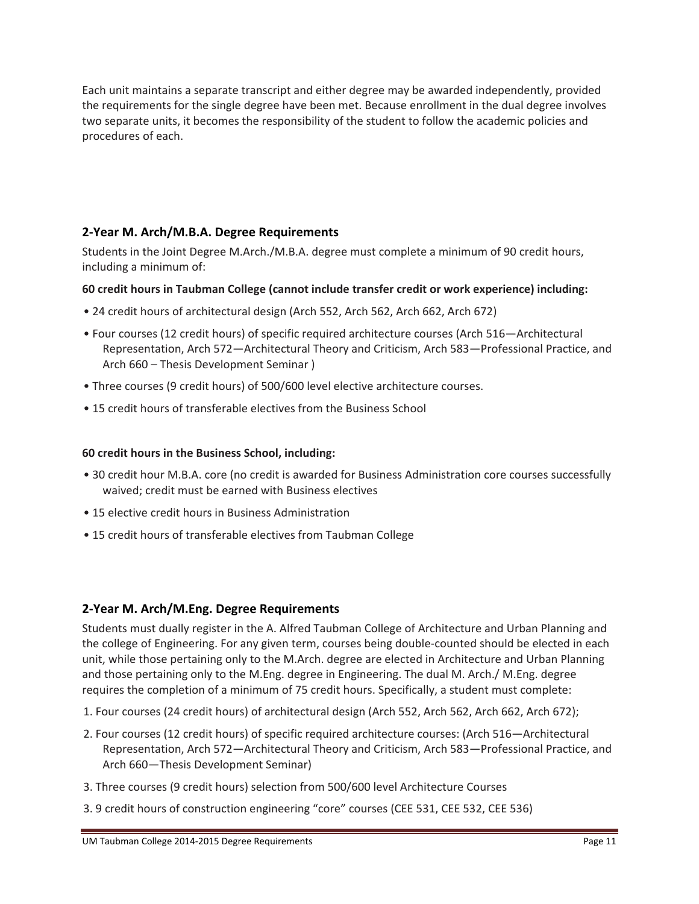Each unit maintains a separate transcript and either degree may be awarded independently, provided the requirements for the single degree have been met. Because enrollment in the dual degree involves two separate units, it becomes the responsibility of the student to follow the academic policies and procedures of each.

## 2-Year M. Arch/M.B.A. Degree Requirements

Students in the Joint Degree M.Arch./M.B.A. degree must complete a minimum of 90 credit hours, including a minimum of:

**60 credit hours in Taubman College (cannot include transfer credit or work experience) including:**

- 24 credit hours of architectural design (Arch 552, Arch 562, Arch 662, Arch 672)
- Four courses (12 credit hours) of specific required architecture courses (Arch 516—Architectural Representation, Arch 572—Architectural Theory and Criticism, Arch 583—Professional Practice, and Arch 660 – Thesis Development Seminar )
- Three courses (9 credit hours) of 500/600 level elective architecture courses.
- 15 credit hours of transferable electives from the Business School

**60 credit hours in the Business School, including:**

- 30 credit hour M.B.A. core (no credit is awarded for Business Administration core courses successfully waived; credit must be earned with Business electives
- 15 elective credit hours in Business Administration
- 15 credit hours of transferable electives from Taubman College

## 2-Year M. Arch/M.Eng. Degree Requirements

Students must dually register in the A. Alfred Taubman College of Architecture and Urban Planning and the college of Engineering. For any given term, courses being double-counted should be elected in each unit, while those pertaining only to the M.Arch. degree are elected in Architecture and Urban Planning and those pertaining only to the M.Eng. degree in Engineering. The dual M. Arch./ M.Eng. degree requires the completion of a minimum of 75 credit hours. Specifically, a student must complete:

1. Four courses (24 credit hours) of architectural design (Arch 552, Arch 562, Arch 662, Arch 672);
2. Four courses (12 credit hours) of specific required architecture courses: (Arch 516—Architectural Representation, Arch 572—Architectural Theory and Criticism, Arch 583—Professional Practice, and Arch 660—Thesis Development Seminar)
3. Three courses (9 credit hours) selection from 500/600 level Architecture Courses
3. 9 credit hours of construction engineering "core" courses (CEE 531, CEE 532, CEE 536)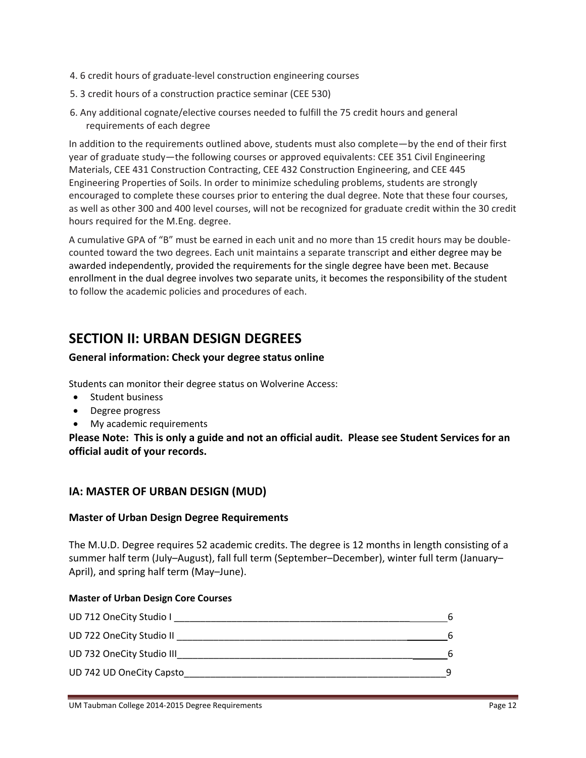4. 6 credit hours of graduate-level construction engineering courses
5. 3 credit hours of a construction practice seminar (CEE 530)
6. Any additional cognate/elective courses needed to fulfill the 75 credit hours and general requirements of each degree

In addition to the requirements outlined above, students must also complete—by the end of their first year of graduate study—the following courses or approved equivalents: CEE 351 Civil Engineering Materials, CEE 431 Construction Contracting, CEE 432 Construction Engineering, and CEE 445 Engineering Properties of Soils. In order to minimize scheduling problems, students are strongly encouraged to complete these courses prior to entering the dual degree. Note that these four courses, as well as other 300 and 400 level courses, will not be recognized for graduate credit within the 30 credit hours required for the M.Eng. degree.

A cumulative GPA of "B" must be earned in each unit and no more than 15 credit hours may be double-counted toward the two degrees. Each unit maintains a separate transcript and either degree may be awarded independently, provided the requirements for the single degree have been met. Because enrollment in the dual degree involves two separate units, it becomes the responsibility of the student to follow the academic policies and procedures of each.

# SECTION II: URBAN DESIGN DEGREES

### General information: Check your degree status online

Students can monitor their degree status on Wolverine Access:

- Student business
- Degree progress
- My academic requirements

**Please Note: This is only a guide and not an official audit. Please see Student Services for an official audit of your records.**

## IA: MASTER OF URBAN DESIGN (MUD)

### Master of Urban Design Degree Requirements

The M.U.D. Degree requires 52 academic credits. The degree is 12 months in length consisting of a summer half term (July–August), fall full term (September–December), winter full term (January–April), and spring half term (May–June).

#### Master of Urban Design Core Courses

| Course | Credits |
|---|---|
| UD 712 OneCity Studio I | 6 |
| UD 722 OneCity Studio II | 6 |
| UD 732 OneCity Studio III | 6 |
| UD 742 UD OneCity Capsto | 9 |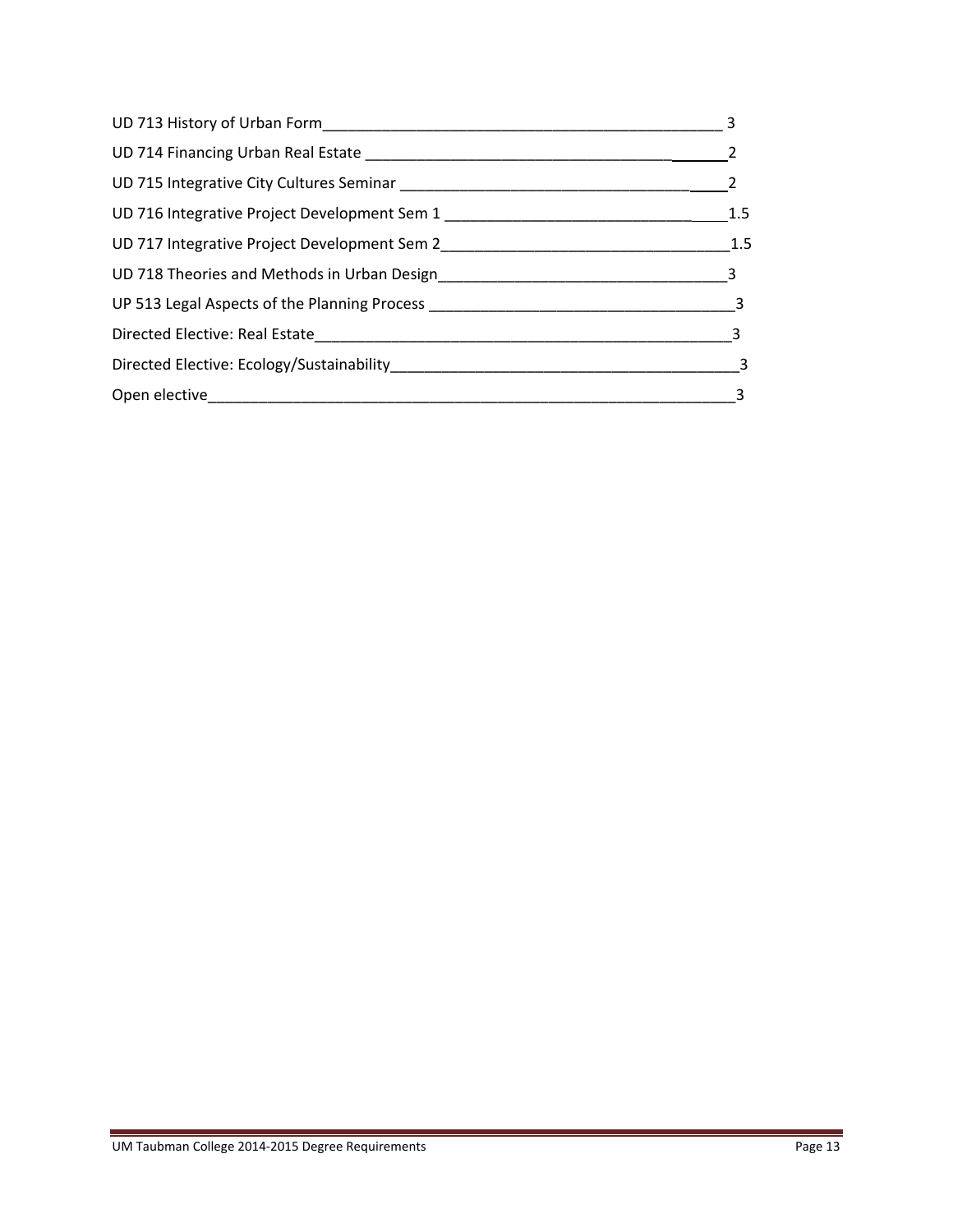UD 713 History of Urban Form_________________________________________________ 3

UD 714 Financing Urban Real Estate _______________________________________2

UD 715 Integrative City Cultures Seminar _____________________________________2

UD 716 Integrative Project Development Sem 1 _________________________________1.5

UD 717 Integrative Project Development Sem 2___________________________________1.5

UD 718 Theories and Methods in Urban Design___________________________________3

UP 513 Legal Aspects of the Planning Process ____________________________________3

Directed Elective: Real Estate_________________________________________________3

Directed Elective: Ecology/Sustainability_________________________________________3

Open elective______________________________________________________________3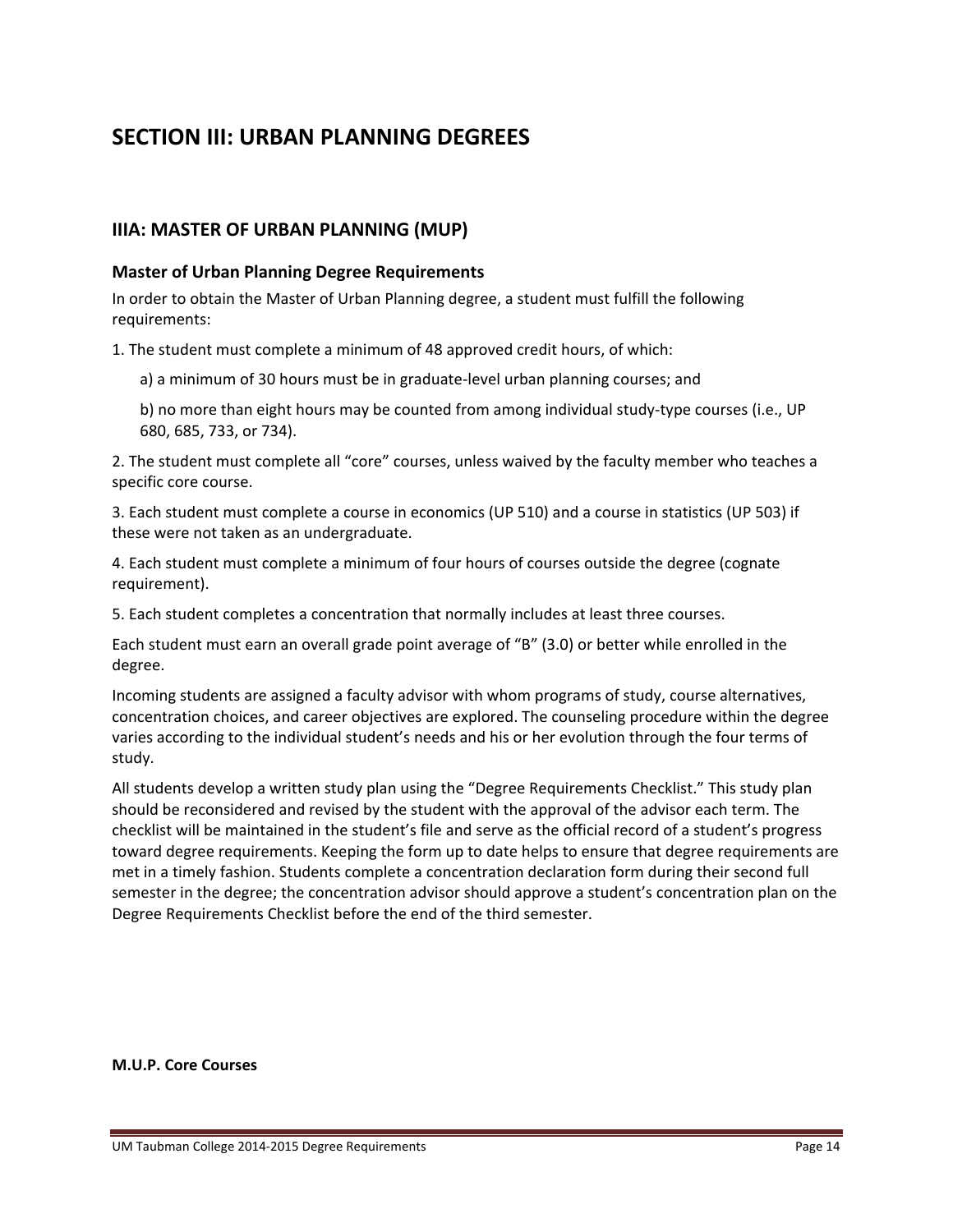# SECTION III: URBAN PLANNING DEGREES

## IIIA: MASTER OF URBAN PLANNING (MUP)

### Master of Urban Planning Degree Requirements

In order to obtain the Master of Urban Planning degree, a student must fulfill the following requirements:

1. The student must complete a minimum of 48 approved credit hours, of which:

   a) a minimum of 30 hours must be in graduate-level urban planning courses; and

   b) no more than eight hours may be counted from among individual study-type courses (i.e., UP 680, 685, 733, or 734).

2. The student must complete all "core" courses, unless waived by the faculty member who teaches a specific core course.

3. Each student must complete a course in economics (UP 510) and a course in statistics (UP 503) if these were not taken as an undergraduate.

4. Each student must complete a minimum of four hours of courses outside the degree (cognate requirement).

5. Each student completes a concentration that normally includes at least three courses.

Each student must earn an overall grade point average of "B" (3.0) or better while enrolled in the degree.

Incoming students are assigned a faculty advisor with whom programs of study, course alternatives, concentration choices, and career objectives are explored. The counseling procedure within the degree varies according to the individual student's needs and his or her evolution through the four terms of study.

All students develop a written study plan using the "Degree Requirements Checklist." This study plan should be reconsidered and revised by the student with the approval of the advisor each term. The checklist will be maintained in the student's file and serve as the official record of a student's progress toward degree requirements. Keeping the form up to date helps to ensure that degree requirements are met in a timely fashion. Students complete a concentration declaration form during their second full semester in the degree; the concentration advisor should approve a student's concentration plan on the Degree Requirements Checklist before the end of the third semester.

**M.U.P. Core Courses**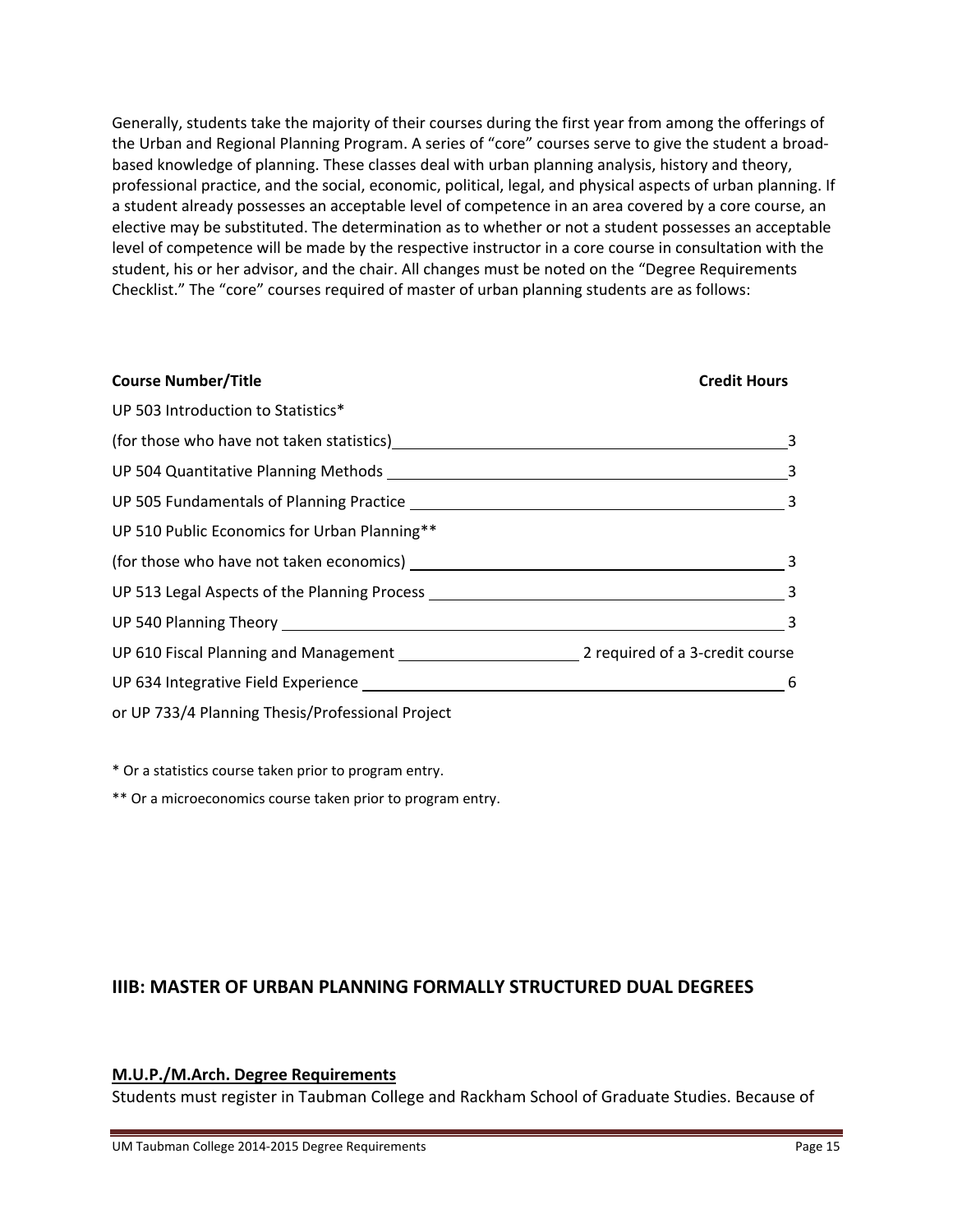Generally, students take the majority of their courses during the first year from among the offerings of the Urban and Regional Planning Program. A series of "core" courses serve to give the student a broad-based knowledge of planning. These classes deal with urban planning analysis, history and theory, professional practice, and the social, economic, political, legal, and physical aspects of urban planning. If a student already possesses an acceptable level of competence in an area covered by a core course, an elective may be substituted. The determination as to whether or not a student possesses an acceptable level of competence will be made by the respective instructor in a core course in consultation with the student, his or her advisor, and the chair. All changes must be noted on the "Degree Requirements Checklist." The "core" courses required of master of urban planning students are as follows:

| Course Number/Title | Credit Hours |
|---|---|
| UP 503 Introduction to Statistics* (for those who have not taken statistics) | 3 |
| UP 504 Quantitative Planning Methods | 3 |
| UP 505 Fundamentals of Planning Practice | 3 |
| UP 510 Public Economics for Urban Planning** (for those who have not taken economics) | 3 |
| UP 513 Legal Aspects of the Planning Process | 3 |
| UP 540 Planning Theory | 3 |
| UP 610 Fiscal Planning and Management | 2 required of a 3-credit course |
| UP 634 Integrative Field Experience or UP 733/4 Planning Thesis/Professional Project | 6 |

\* Or a statistics course taken prior to program entry.

\*\* Or a microeconomics course taken prior to program entry.

## IIIB: MASTER OF URBAN PLANNING FORMALLY STRUCTURED DUAL DEGREES

**M.U.P./M.Arch. Degree Requirements**

Students must register in Taubman College and Rackham School of Graduate Studies. Because of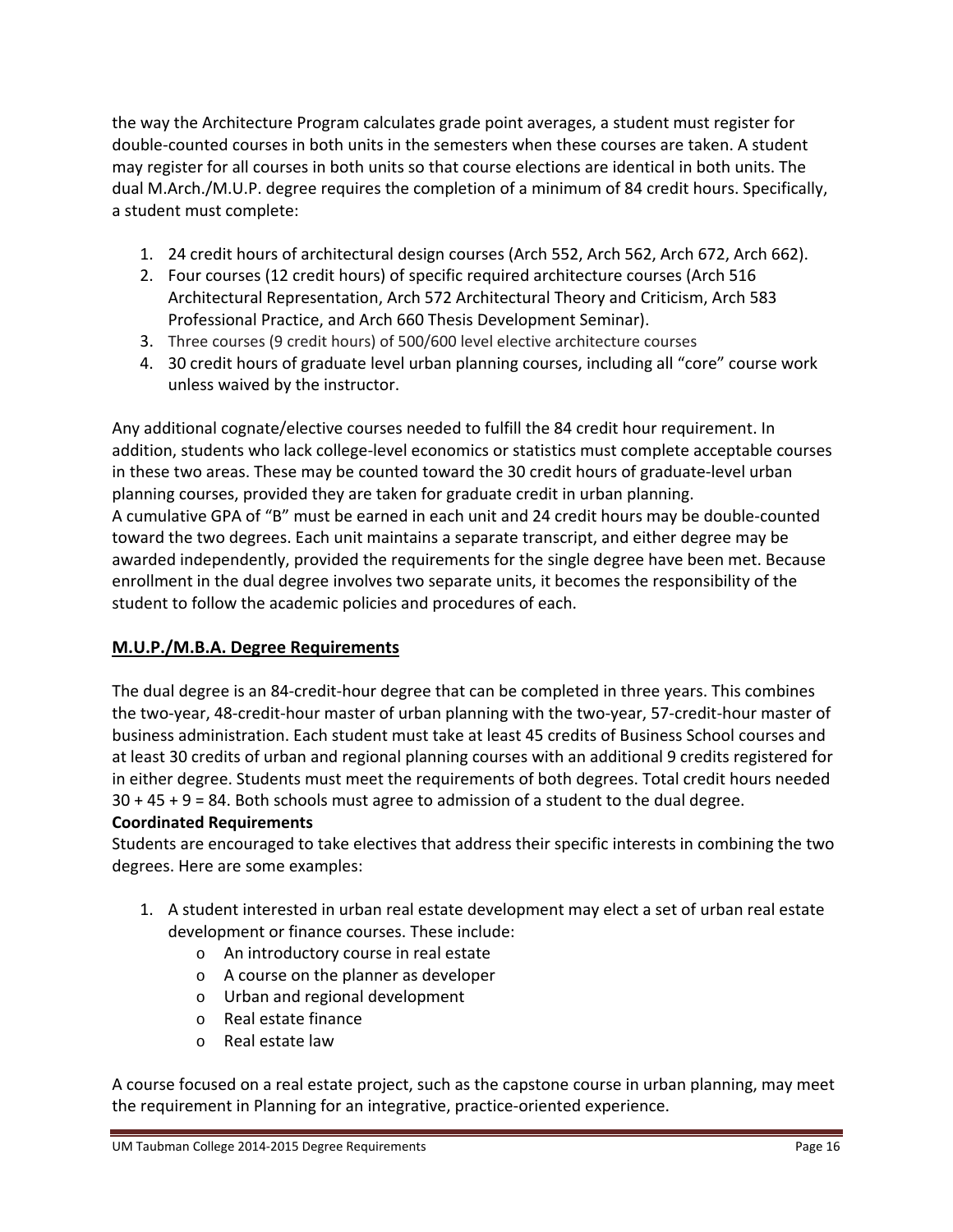the way the Architecture Program calculates grade point averages, a student must register for double-counted courses in both units in the semesters when these courses are taken. A student may register for all courses in both units so that course elections are identical in both units. The dual M.Arch./M.U.P. degree requires the completion of a minimum of 84 credit hours. Specifically, a student must complete:

1. 24 credit hours of architectural design courses (Arch 552, Arch 562, Arch 672, Arch 662).
2. Four courses (12 credit hours) of specific required architecture courses (Arch 516 Architectural Representation, Arch 572 Architectural Theory and Criticism, Arch 583 Professional Practice, and Arch 660 Thesis Development Seminar).
3. Three courses (9 credit hours) of 500/600 level elective architecture courses
4. 30 credit hours of graduate level urban planning courses, including all "core" course work unless waived by the instructor.

Any additional cognate/elective courses needed to fulfill the 84 credit hour requirement. In addition, students who lack college-level economics or statistics must complete acceptable courses in these two areas. These may be counted toward the 30 credit hours of graduate-level urban planning courses, provided they are taken for graduate credit in urban planning.
A cumulative GPA of "B" must be earned in each unit and 24 credit hours may be double-counted toward the two degrees. Each unit maintains a separate transcript, and either degree may be awarded independently, provided the requirements for the single degree have been met. Because enrollment in the dual degree involves two separate units, it becomes the responsibility of the student to follow the academic policies and procedures of each.

## M.U.P./M.B.A. Degree Requirements

The dual degree is an 84-credit-hour degree that can be completed in three years. This combines the two-year, 48-credit-hour master of urban planning with the two-year, 57-credit-hour master of business administration. Each student must take at least 45 credits of Business School courses and at least 30 credits of urban and regional planning courses with an additional 9 credits registered for in either degree. Students must meet the requirements of both degrees. Total credit hours needed 30 + 45 + 9 = 84. Both schools must agree to admission of a student to the dual degree.

**Coordinated Requirements**

Students are encouraged to take electives that address their specific interests in combining the two degrees. Here are some examples:

1. A student interested in urban real estate development may elect a set of urban real estate development or finance courses. These include:
   - An introductory course in real estate
   - A course on the planner as developer
   - Urban and regional development
   - Real estate finance
   - Real estate law

A course focused on a real estate project, such as the capstone course in urban planning, may meet the requirement in Planning for an integrative, practice-oriented experience.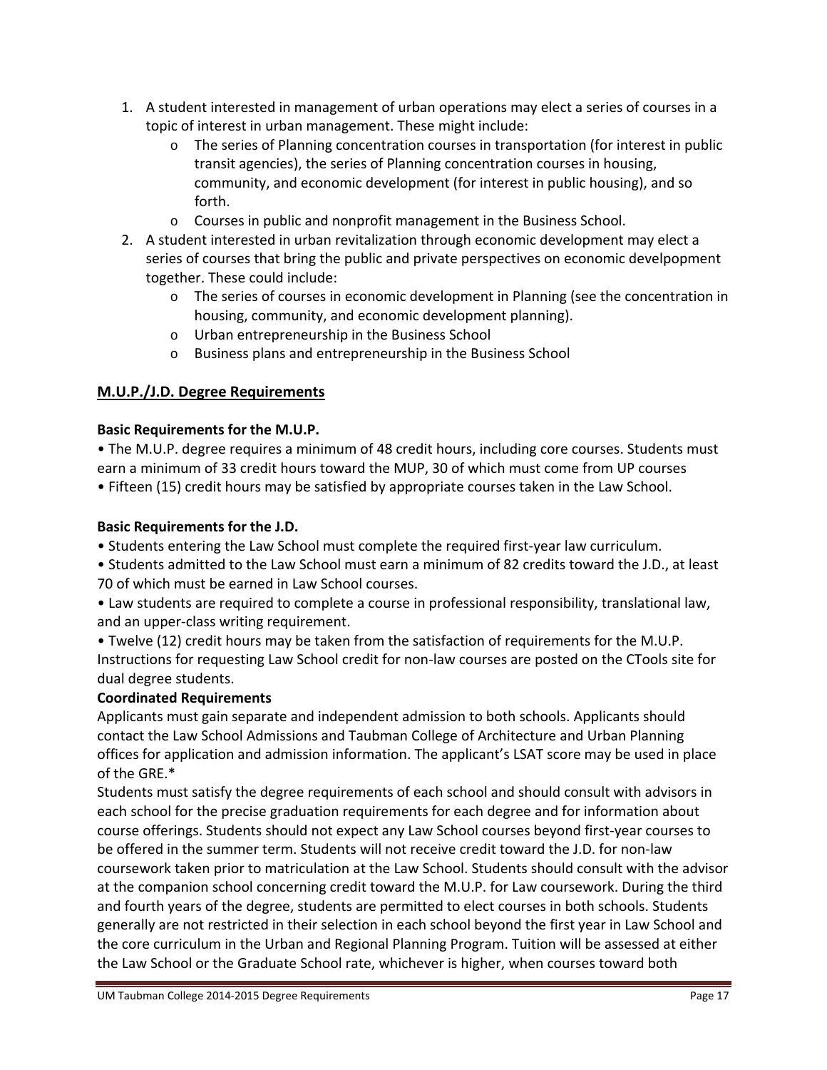1. A student interested in management of urban operations may elect a series of courses in a topic of interest in urban management. These might include:
    - The series of Planning concentration courses in transportation (for interest in public transit agencies), the series of Planning concentration courses in housing, community, and economic development (for interest in public housing), and so forth.
    - Courses in public and nonprofit management in the Business School.
2. A student interested in urban revitalization through economic development may elect a series of courses that bring the public and private perspectives on economic develpopment together. These could include:
    - The series of courses in economic development in Planning (see the concentration in housing, community, and economic development planning).
    - Urban entrepreneurship in the Business School
    - Business plans and entrepreneurship in the Business School

## M.U.P./J.D. Degree Requirements

**Basic Requirements for the M.U.P.**

- The M.U.P. degree requires a minimum of 48 credit hours, including core courses. Students must earn a minimum of 33 credit hours toward the MUP, 30 of which must come from UP courses
- Fifteen (15) credit hours may be satisfied by appropriate courses taken in the Law School.

**Basic Requirements for the J.D.**

- Students entering the Law School must complete the required first-year law curriculum.
- Students admitted to the Law School must earn a minimum of 82 credits toward the J.D., at least 70 of which must be earned in Law School courses.
- Law students are required to complete a course in professional responsibility, translational law, and an upper-class writing requirement.
- Twelve (12) credit hours may be taken from the satisfaction of requirements for the M.U.P. Instructions for requesting Law School credit for non-law courses are posted on the CTools site for dual degree students.

**Coordinated Requirements**

Applicants must gain separate and independent admission to both schools. Applicants should contact the Law School Admissions and Taubman College of Architecture and Urban Planning offices for application and admission information. The applicant's LSAT score may be used in place of the GRE.*

Students must satisfy the degree requirements of each school and should consult with advisors in each school for the precise graduation requirements for each degree and for information about course offerings. Students should not expect any Law School courses beyond first-year courses to be offered in the summer term. Students will not receive credit toward the J.D. for non-law coursework taken prior to matriculation at the Law School. Students should consult with the advisor at the companion school concerning credit toward the M.U.P. for Law coursework. During the third and fourth years of the degree, students are permitted to elect courses in both schools. Students generally are not restricted in their selection in each school beyond the first year in Law School and the core curriculum in the Urban and Regional Planning Program. Tuition will be assessed at either the Law School or the Graduate School rate, whichever is higher, when courses toward both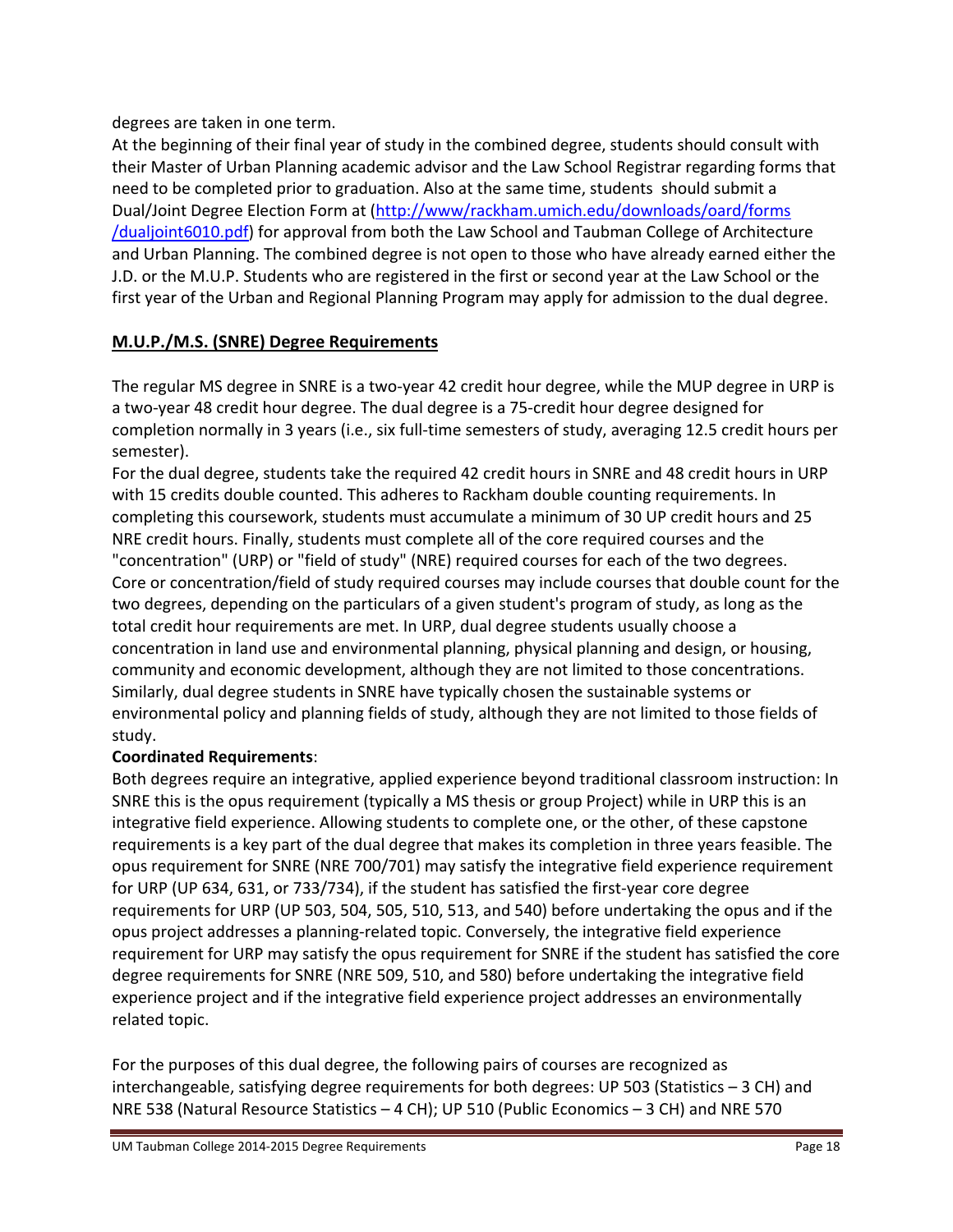degrees are taken in one term.

At the beginning of their final year of study in the combined degree, students should consult with their Master of Urban Planning academic advisor and the Law School Registrar regarding forms that need to be completed prior to graduation. Also at the same time, students should submit a Dual/Joint Degree Election Form at (http://www/rackham.umich.edu/downloads/oard/forms/dualjoint6010.pdf) for approval from both the Law School and Taubman College of Architecture and Urban Planning. The combined degree is not open to those who have already earned either the J.D. or the M.U.P. Students who are registered in the first or second year at the Law School or the first year of the Urban and Regional Planning Program may apply for admission to the dual degree.

## M.U.P./M.S. (SNRE) Degree Requirements

The regular MS degree in SNRE is a two-year 42 credit hour degree, while the MUP degree in URP is a two-year 48 credit hour degree. The dual degree is a 75-credit hour degree designed for completion normally in 3 years (i.e., six full-time semesters of study, averaging 12.5 credit hours per semester).

For the dual degree, students take the required 42 credit hours in SNRE and 48 credit hours in URP with 15 credits double counted. This adheres to Rackham double counting requirements. In completing this coursework, students must accumulate a minimum of 30 UP credit hours and 25 NRE credit hours. Finally, students must complete all of the core required courses and the "concentration" (URP) or "field of study" (NRE) required courses for each of the two degrees. Core or concentration/field of study required courses may include courses that double count for the two degrees, depending on the particulars of a given student's program of study, as long as the total credit hour requirements are met. In URP, dual degree students usually choose a concentration in land use and environmental planning, physical planning and design, or housing, community and economic development, although they are not limited to those concentrations. Similarly, dual degree students in SNRE have typically chosen the sustainable systems or environmental policy and planning fields of study, although they are not limited to those fields of study.

**Coordinated Requirements**:

Both degrees require an integrative, applied experience beyond traditional classroom instruction: In SNRE this is the opus requirement (typically a MS thesis or group Project) while in URP this is an integrative field experience. Allowing students to complete one, or the other, of these capstone requirements is a key part of the dual degree that makes its completion in three years feasible. The opus requirement for SNRE (NRE 700/701) may satisfy the integrative field experience requirement for URP (UP 634, 631, or 733/734), if the student has satisfied the first-year core degree requirements for URP (UP 503, 504, 505, 510, 513, and 540) before undertaking the opus and if the opus project addresses a planning-related topic. Conversely, the integrative field experience requirement for URP may satisfy the opus requirement for SNRE if the student has satisfied the core degree requirements for SNRE (NRE 509, 510, and 580) before undertaking the integrative field experience project and if the integrative field experience project addresses an environmentally related topic.

For the purposes of this dual degree, the following pairs of courses are recognized as interchangeable, satisfying degree requirements for both degrees: UP 503 (Statistics – 3 CH) and NRE 538 (Natural Resource Statistics – 4 CH); UP 510 (Public Economics – 3 CH) and NRE 570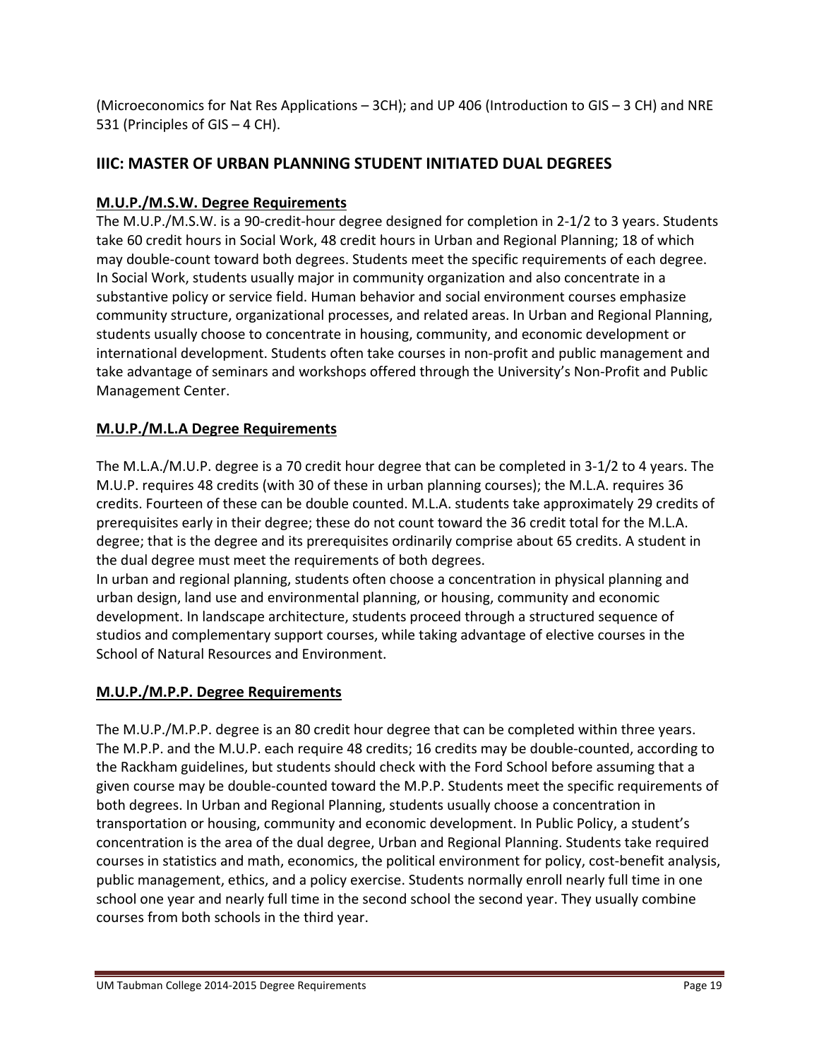(Microeconomics for Nat Res Applications – 3CH); and UP 406 (Introduction to GIS – 3 CH) and NRE 531 (Principles of GIS – 4 CH).

## IIIC: MASTER OF URBAN PLANNING STUDENT INITIATED DUAL DEGREES

### M.U.P./M.S.W. Degree Requirements

The M.U.P./M.S.W. is a 90-credit-hour degree designed for completion in 2-1/2 to 3 years. Students take 60 credit hours in Social Work, 48 credit hours in Urban and Regional Planning; 18 of which may double-count toward both degrees. Students meet the specific requirements of each degree. In Social Work, students usually major in community organization and also concentrate in a substantive policy or service field. Human behavior and social environment courses emphasize community structure, organizational processes, and related areas. In Urban and Regional Planning, students usually choose to concentrate in housing, community, and economic development or international development. Students often take courses in non-profit and public management and take advantage of seminars and workshops offered through the University's Non-Profit and Public Management Center.

### M.U.P./M.L.A Degree Requirements

The M.L.A./M.U.P. degree is a 70 credit hour degree that can be completed in 3-1/2 to 4 years. The M.U.P. requires 48 credits (with 30 of these in urban planning courses); the M.L.A. requires 36 credits. Fourteen of these can be double counted. M.L.A. students take approximately 29 credits of prerequisites early in their degree; these do not count toward the 36 credit total for the M.L.A. degree; that is the degree and its prerequisites ordinarily comprise about 65 credits. A student in the dual degree must meet the requirements of both degrees.

In urban and regional planning, students often choose a concentration in physical planning and urban design, land use and environmental planning, or housing, community and economic development. In landscape architecture, students proceed through a structured sequence of studios and complementary support courses, while taking advantage of elective courses in the School of Natural Resources and Environment.

### M.U.P./M.P.P. Degree Requirements

The M.U.P./M.P.P. degree is an 80 credit hour degree that can be completed within three years. The M.P.P. and the M.U.P. each require 48 credits; 16 credits may be double-counted, according to the Rackham guidelines, but students should check with the Ford School before assuming that a given course may be double-counted toward the M.P.P. Students meet the specific requirements of both degrees. In Urban and Regional Planning, students usually choose a concentration in transportation or housing, community and economic development. In Public Policy, a student's concentration is the area of the dual degree, Urban and Regional Planning. Students take required courses in statistics and math, economics, the political environment for policy, cost-benefit analysis, public management, ethics, and a policy exercise. Students normally enroll nearly full time in one school one year and nearly full time in the second school the second year. They usually combine courses from both schools in the third year.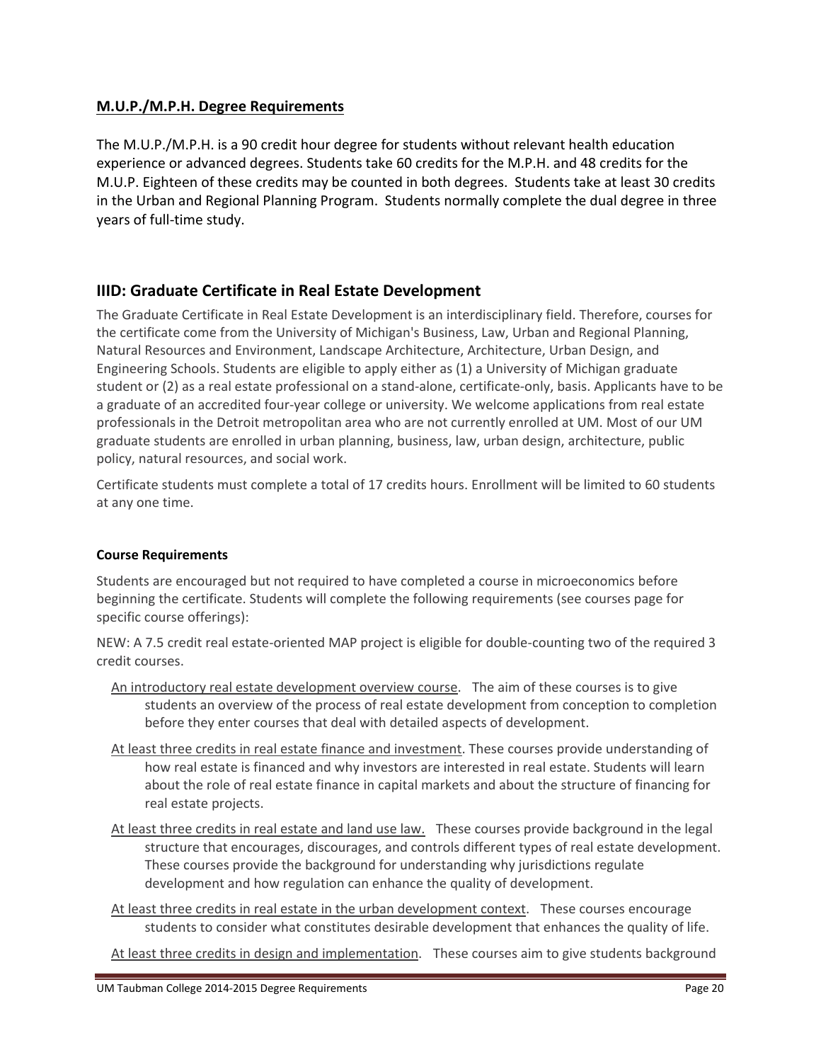**M.U.P./M.P.H. Degree Requirements**

The M.U.P./M.P.H. is a 90 credit hour degree for students without relevant health education experience or advanced degrees. Students take 60 credits for the M.P.H. and 48 credits for the M.U.P. Eighteen of these credits may be counted in both degrees. Students take at least 30 credits in the Urban and Regional Planning Program. Students normally complete the dual degree in three years of full-time study.

## IIID: Graduate Certificate in Real Estate Development

The Graduate Certificate in Real Estate Development is an interdisciplinary field. Therefore, courses for the certificate come from the University of Michigan's Business, Law, Urban and Regional Planning, Natural Resources and Environment, Landscape Architecture, Architecture, Urban Design, and Engineering Schools. Students are eligible to apply either as (1) a University of Michigan graduate student or (2) as a real estate professional on a stand-alone, certificate-only, basis. Applicants have to be a graduate of an accredited four-year college or university. We welcome applications from real estate professionals in the Detroit metropolitan area who are not currently enrolled at UM. Most of our UM graduate students are enrolled in urban planning, business, law, urban design, architecture, public policy, natural resources, and social work.

Certificate students must complete a total of 17 credits hours. Enrollment will be limited to 60 students at any one time.

#### Course Requirements

Students are encouraged but not required to have completed a course in microeconomics before beginning the certificate. Students will complete the following requirements (see courses page for specific course offerings):

NEW: A 7.5 credit real estate-oriented MAP project is eligible for double-counting two of the required 3 credit courses.

- An introductory real estate development overview course. The aim of these courses is to give students an overview of the process of real estate development from conception to completion before they enter courses that deal with detailed aspects of development.
- At least three credits in real estate finance and investment. These courses provide understanding of how real estate is financed and why investors are interested in real estate. Students will learn about the role of real estate finance in capital markets and about the structure of financing for real estate projects.
- At least three credits in real estate and land use law. These courses provide background in the legal structure that encourages, discourages, and controls different types of real estate development. These courses provide the background for understanding why jurisdictions regulate development and how regulation can enhance the quality of development.
- At least three credits in real estate in the urban development context. These courses encourage students to consider what constitutes desirable development that enhances the quality of life.
- At least three credits in design and implementation. These courses aim to give students background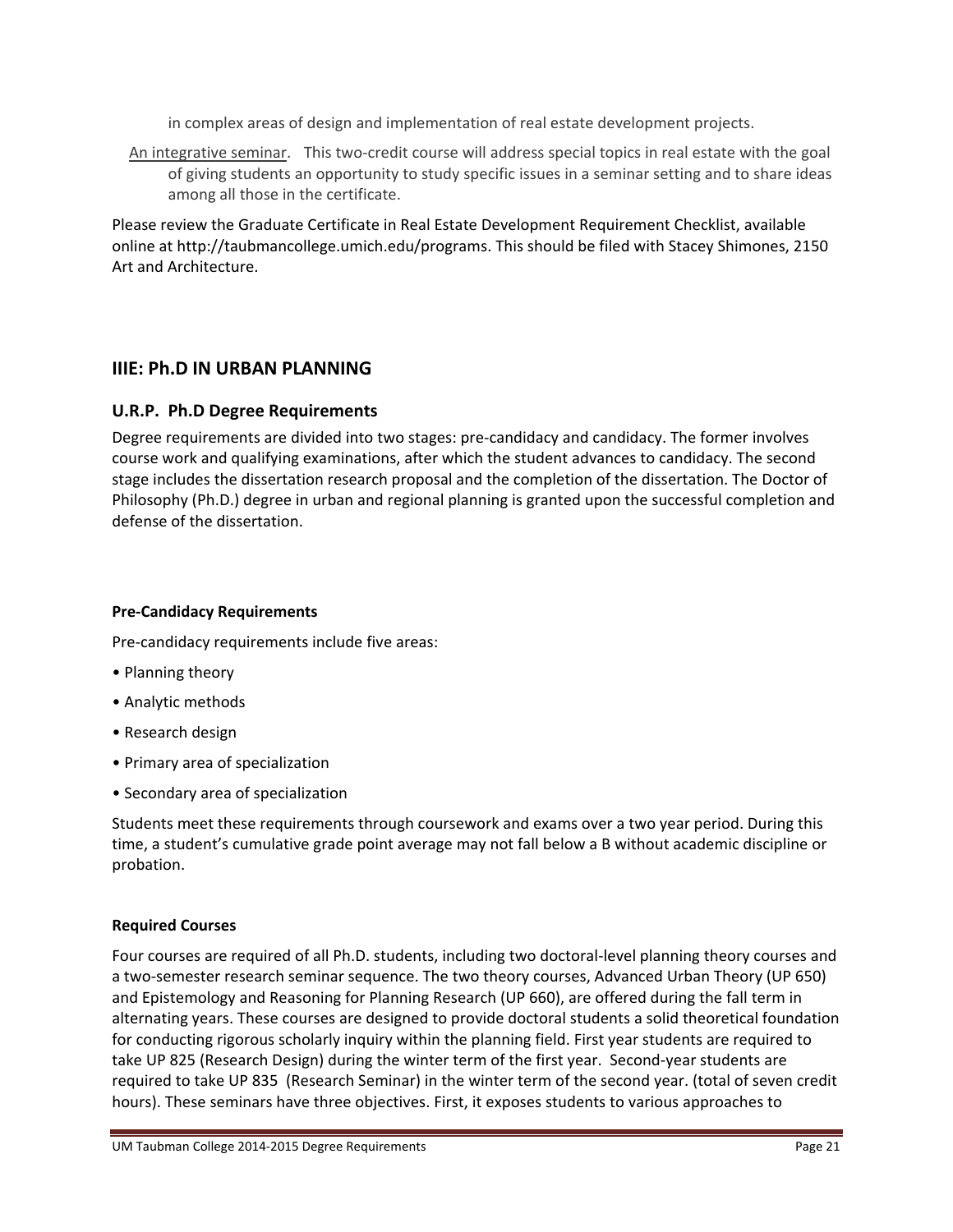in complex areas of design and implementation of real estate development projects.

An integrative seminar. This two-credit course will address special topics in real estate with the goal of giving students an opportunity to study specific issues in a seminar setting and to share ideas among all those in the certificate.

Please review the Graduate Certificate in Real Estate Development Requirement Checklist, available online at http://taubmancollege.umich.edu/programs. This should be filed with Stacey Shimones, 2150 Art and Architecture.

## IIIE: Ph.D IN URBAN PLANNING

### U.R.P. Ph.D Degree Requirements

Degree requirements are divided into two stages: pre-candidacy and candidacy. The former involves course work and qualifying examinations, after which the student advances to candidacy. The second stage includes the dissertation research proposal and the completion of the dissertation. The Doctor of Philosophy (Ph.D.) degree in urban and regional planning is granted upon the successful completion and defense of the dissertation.

#### Pre-Candidacy Requirements

Pre-candidacy requirements include five areas:

- Planning theory
- Analytic methods
- Research design
- Primary area of specialization
- Secondary area of specialization

Students meet these requirements through coursework and exams over a two year period. During this time, a student's cumulative grade point average may not fall below a B without academic discipline or probation.

#### Required Courses

Four courses are required of all Ph.D. students, including two doctoral-level planning theory courses and a two-semester research seminar sequence. The two theory courses, Advanced Urban Theory (UP 650) and Epistemology and Reasoning for Planning Research (UP 660), are offered during the fall term in alternating years. These courses are designed to provide doctoral students a solid theoretical foundation for conducting rigorous scholarly inquiry within the planning field. First year students are required to take UP 825 (Research Design) during the winter term of the first year. Second-year students are required to take UP 835 (Research Seminar) in the winter term of the second year. (total of seven credit hours). These seminars have three objectives. First, it exposes students to various approaches to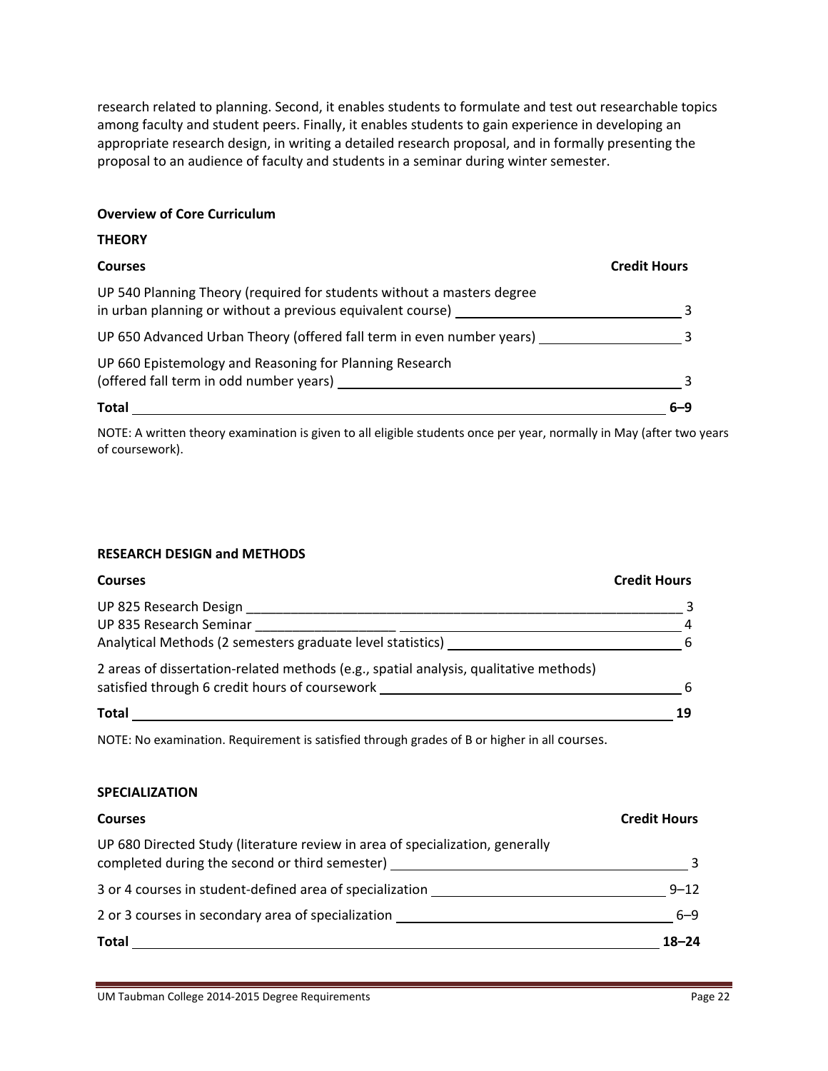research related to planning. Second, it enables students to formulate and test out researchable topics among faculty and student peers. Finally, it enables students to gain experience in developing an appropriate research design, in writing a detailed research proposal, and in formally presenting the proposal to an audience of faculty and students in a seminar during winter semester.

**Overview of Core Curriculum**

**THEORY**

| Courses | Credit Hours |
|---|---|
| UP 540 Planning Theory (required for students without a masters degree in urban planning or without a previous equivalent course) | 3 |
| UP 650 Advanced Urban Theory (offered fall term in even number years) | 3 |
| UP 660 Epistemology and Reasoning for Planning Research (offered fall term in odd number years) | 3 |
| **Total** | **6–9** |

NOTE: A written theory examination is given to all eligible students once per year, normally in May (after two years of coursework).

**RESEARCH DESIGN and METHODS**

| Courses | Credit Hours |
|---|---|
| UP 825 Research Design | 3 |
| UP 835 Research Seminar | 4 |
| Analytical Methods (2 semesters graduate level statistics) | 6 |
| 2 areas of dissertation-related methods (e.g., spatial analysis, qualitative methods) satisfied through 6 credit hours of coursework | 6 |
| **Total** | **19** |

NOTE: No examination. Requirement is satisfied through grades of B or higher in all courses.

**SPECIALIZATION**

| Courses | Credit Hours |
|---|---|
| UP 680 Directed Study (literature review in area of specialization, generally completed during the second or third semester) | 3 |
| 3 or 4 courses in student-defined area of specialization | 9–12 |
| 2 or 3 courses in secondary area of specialization | 6–9 |
| **Total** | **18–24** |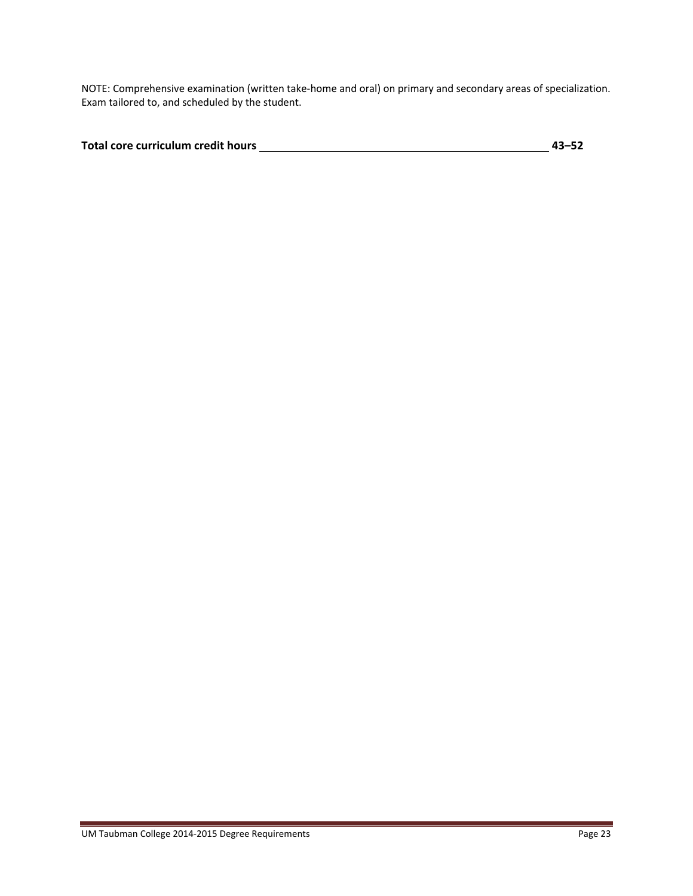NOTE: Comprehensive examination (written take-home and oral) on primary and secondary areas of specialization. Exam tailored to, and scheduled by the student.

**Total core curriculum credit hours \_\_\_\_\_\_\_\_\_\_\_\_\_\_\_\_\_\_\_\_\_\_\_\_\_\_\_\_\_\_\_\_\_\_\_\_\_\_\_\_\_\_\_\_ 43–52**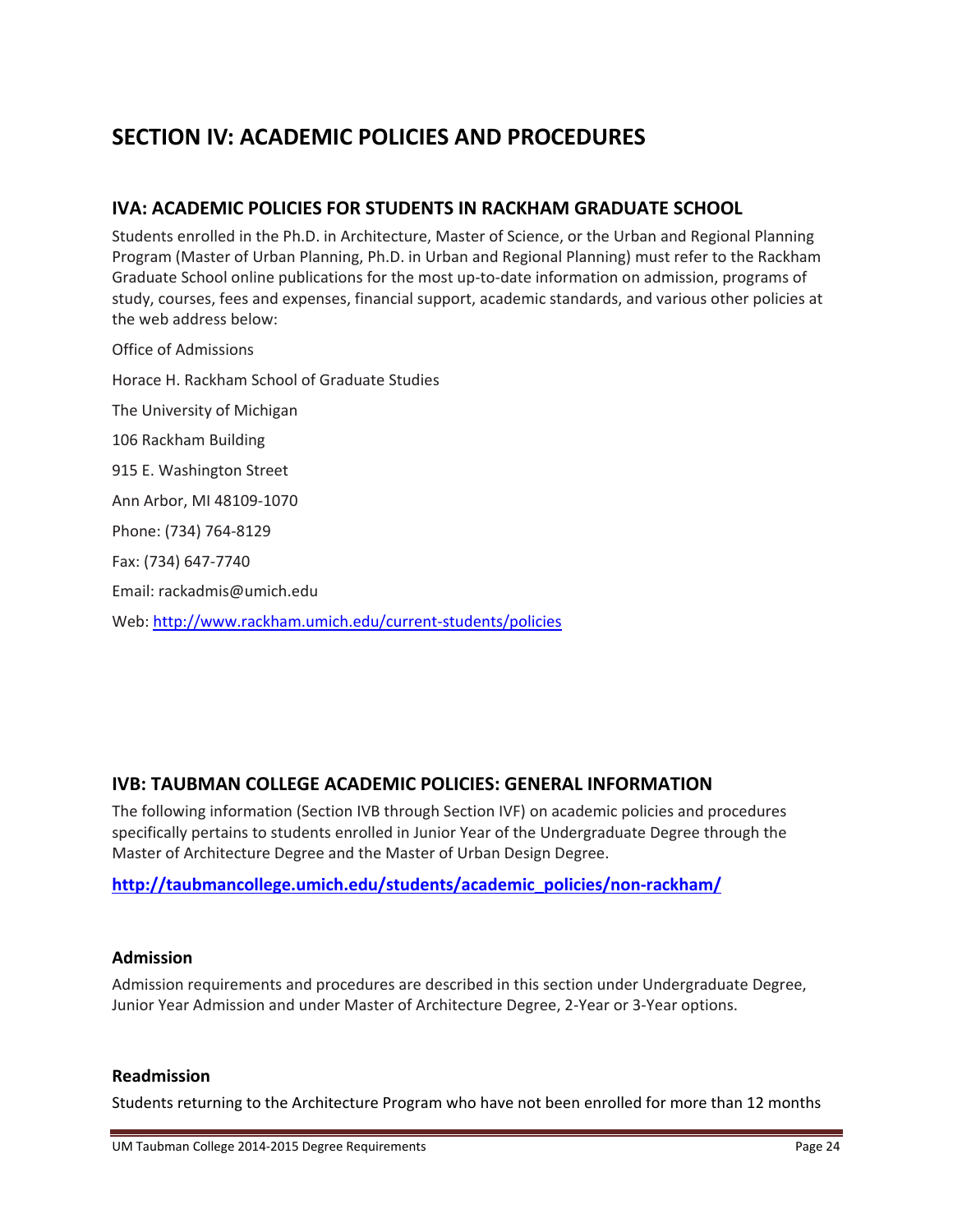# SECTION IV: ACADEMIC POLICIES AND PROCEDURES

## IVA: ACADEMIC POLICIES FOR STUDENTS IN RACKHAM GRADUATE SCHOOL

Students enrolled in the Ph.D. in Architecture, Master of Science, or the Urban and Regional Planning Program (Master of Urban Planning, Ph.D. in Urban and Regional Planning) must refer to the Rackham Graduate School online publications for the most up-to-date information on admission, programs of study, courses, fees and expenses, financial support, academic standards, and various other policies at the web address below:

Office of Admissions

Horace H. Rackham School of Graduate Studies

The University of Michigan

106 Rackham Building

915 E. Washington Street

Ann Arbor, MI 48109-1070

Phone: (734) 764-8129

Fax: (734) 647-7740

Email: rackadmis@umich.edu

Web: http://www.rackham.umich.edu/current-students/policies

## IVB: TAUBMAN COLLEGE ACADEMIC POLICIES: GENERAL INFORMATION

The following information (Section IVB through Section IVF) on academic policies and procedures specifically pertains to students enrolled in Junior Year of the Undergraduate Degree through the Master of Architecture Degree and the Master of Urban Design Degree.

**http://taubmancollege.umich.edu/students/academic_policies/non-rackham/**

### Admission

Admission requirements and procedures are described in this section under Undergraduate Degree, Junior Year Admission and under Master of Architecture Degree, 2-Year or 3-Year options.

### Readmission

Students returning to the Architecture Program who have not been enrolled for more than 12 months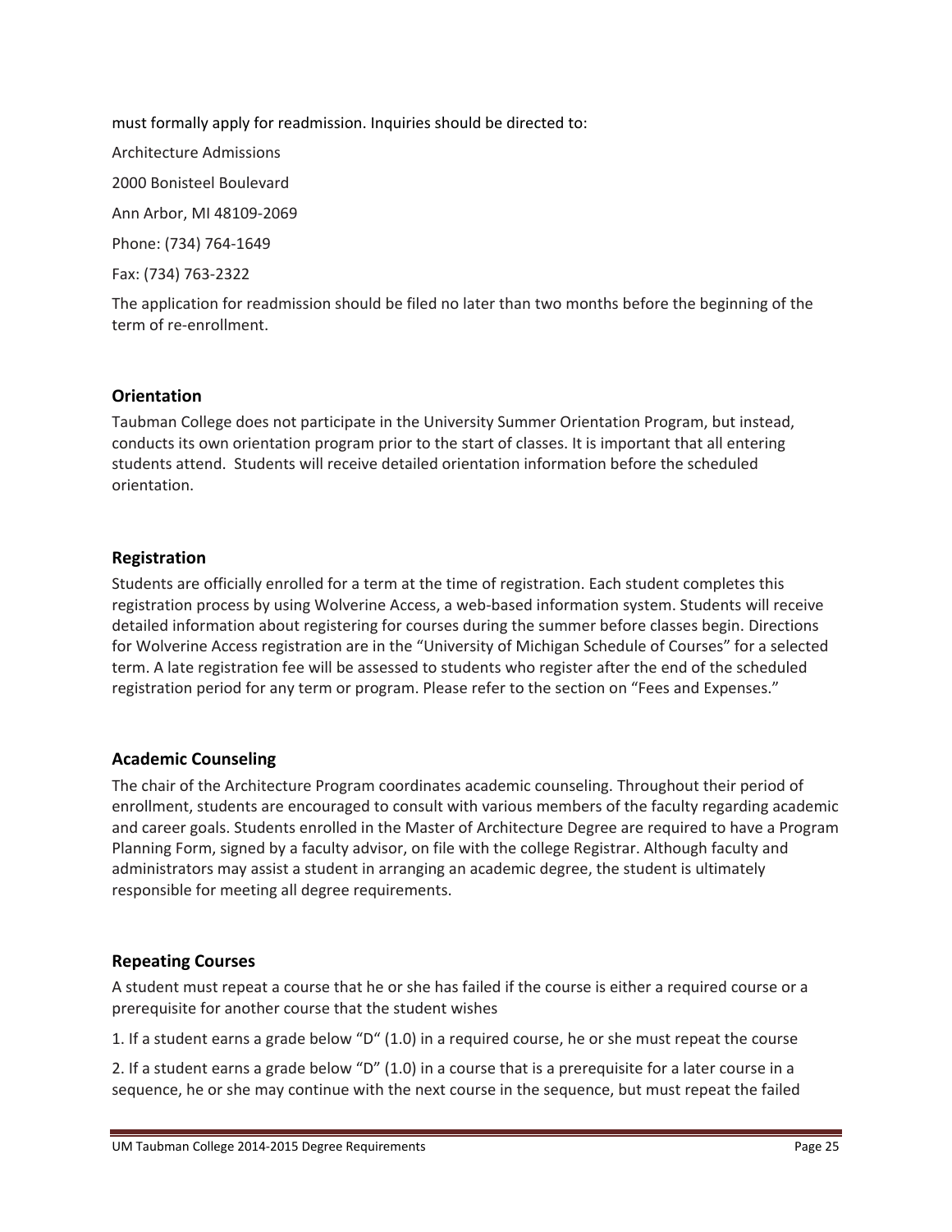must formally apply for readmission. Inquiries should be directed to:

Architecture Admissions

2000 Bonisteel Boulevard

Ann Arbor, MI 48109-2069

Phone: (734) 764-1649

Fax: (734) 763-2322

The application for readmission should be filed no later than two months before the beginning of the term of re-enrollment.

### Orientation

Taubman College does not participate in the University Summer Orientation Program, but instead, conducts its own orientation program prior to the start of classes. It is important that all entering students attend. Students will receive detailed orientation information before the scheduled orientation.

### Registration

Students are officially enrolled for a term at the time of registration. Each student completes this registration process by using Wolverine Access, a web-based information system. Students will receive detailed information about registering for courses during the summer before classes begin. Directions for Wolverine Access registration are in the "University of Michigan Schedule of Courses" for a selected term. A late registration fee will be assessed to students who register after the end of the scheduled registration period for any term or program. Please refer to the section on "Fees and Expenses."

### Academic Counseling

The chair of the Architecture Program coordinates academic counseling. Throughout their period of enrollment, students are encouraged to consult with various members of the faculty regarding academic and career goals. Students enrolled in the Master of Architecture Degree are required to have a Program Planning Form, signed by a faculty advisor, on file with the college Registrar. Although faculty and administrators may assist a student in arranging an academic degree, the student is ultimately responsible for meeting all degree requirements.

### Repeating Courses

A student must repeat a course that he or she has failed if the course is either a required course or a prerequisite for another course that the student wishes

1. If a student earns a grade below "D" (1.0) in a required course, he or she must repeat the course

2. If a student earns a grade below "D" (1.0) in a course that is a prerequisite for a later course in a sequence, he or she may continue with the next course in the sequence, but must repeat the failed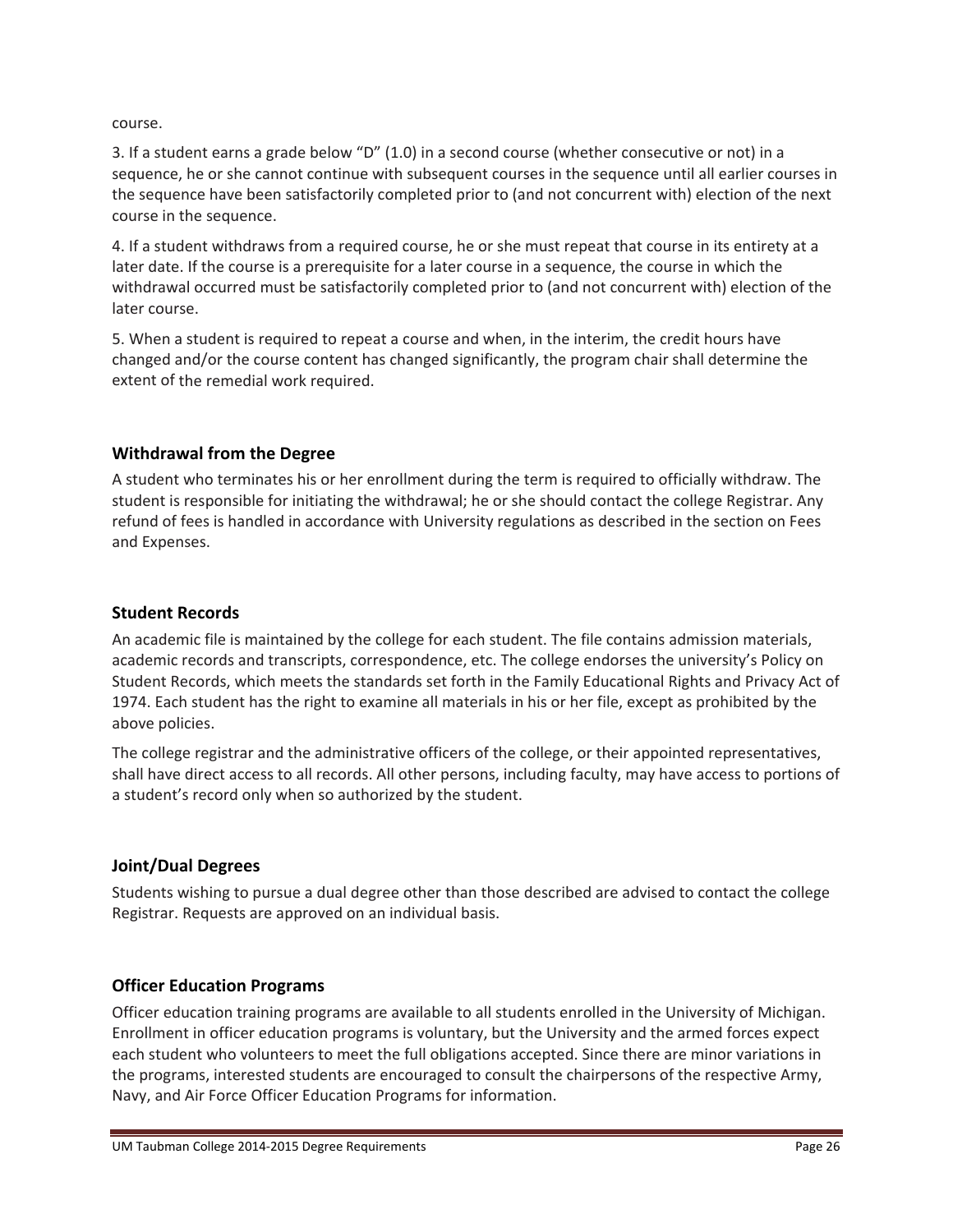course.

3. If a student earns a grade below “D” (1.0) in a second course (whether consecutive or not) in a sequence, he or she cannot continue with subsequent courses in the sequence until all earlier courses in the sequence have been satisfactorily completed prior to (and not concurrent with) election of the next course in the sequence.

4. If a student withdraws from a required course, he or she must repeat that course in its entirety at a later date. If the course is a prerequisite for a later course in a sequence, the course in which the withdrawal occurred must be satisfactorily completed prior to (and not concurrent with) election of the later course.

5. When a student is required to repeat a course and when, in the interim, the credit hours have changed and/or the course content has changed significantly, the program chair shall determine the extent of the remedial work required.

## Withdrawal from the Degree

A student who terminates his or her enrollment during the term is required to officially withdraw. The student is responsible for initiating the withdrawal; he or she should contact the college Registrar. Any refund of fees is handled in accordance with University regulations as described in the section on Fees and Expenses.

## Student Records

An academic file is maintained by the college for each student. The file contains admission materials, academic records and transcripts, correspondence, etc. The college endorses the university’s Policy on Student Records, which meets the standards set forth in the Family Educational Rights and Privacy Act of 1974. Each student has the right to examine all materials in his or her file, except as prohibited by the above policies.

The college registrar and the administrative officers of the college, or their appointed representatives, shall have direct access to all records. All other persons, including faculty, may have access to portions of a student’s record only when so authorized by the student.

## Joint/Dual Degrees

Students wishing to pursue a dual degree other than those described are advised to contact the college Registrar. Requests are approved on an individual basis.

## Officer Education Programs

Officer education training programs are available to all students enrolled in the University of Michigan. Enrollment in officer education programs is voluntary, but the University and the armed forces expect each student who volunteers to meet the full obligations accepted. Since there are minor variations in the programs, interested students are encouraged to consult the chairpersons of the respective Army, Navy, and Air Force Officer Education Programs for information.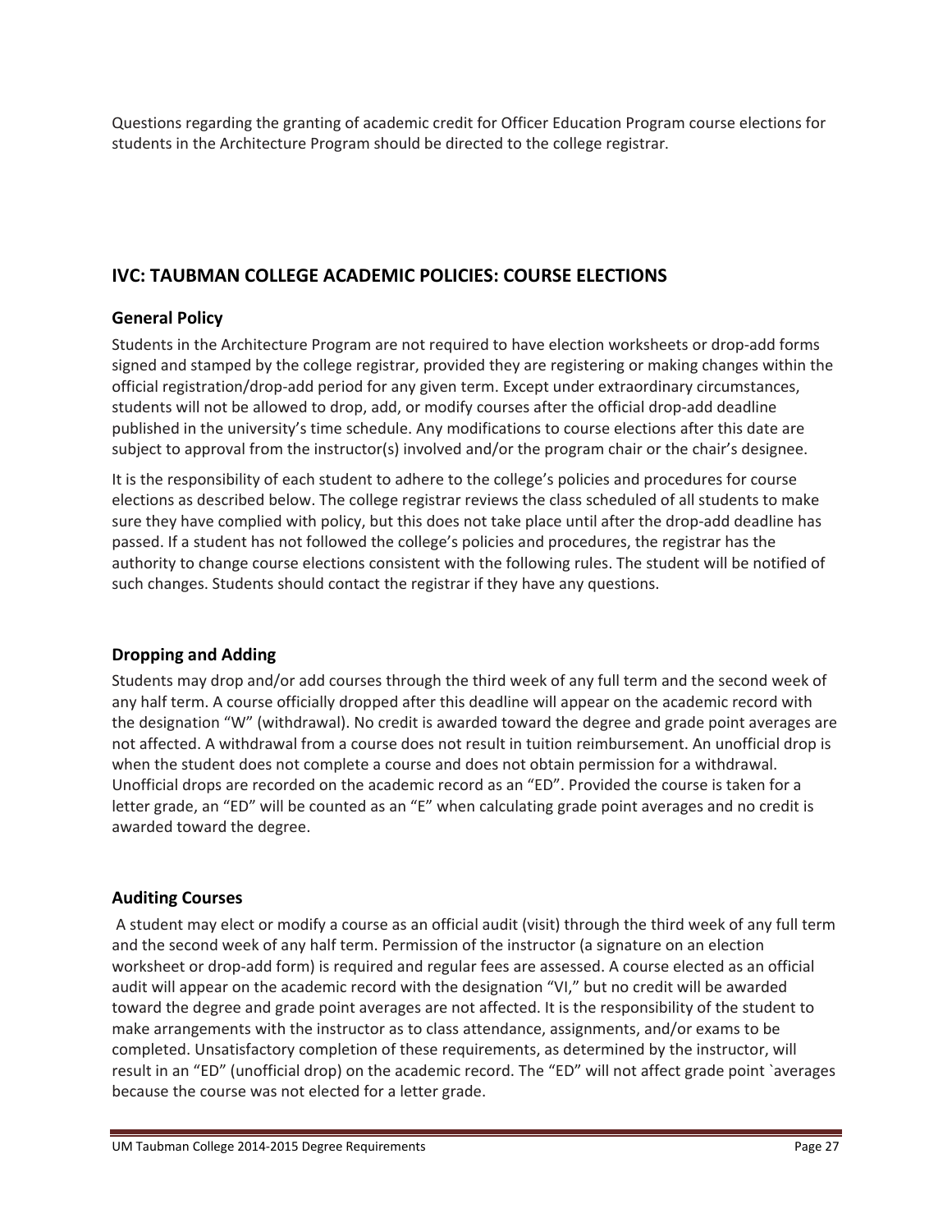Questions regarding the granting of academic credit for Officer Education Program course elections for students in the Architecture Program should be directed to the college registrar.

## IVC: TAUBMAN COLLEGE ACADEMIC POLICIES: COURSE ELECTIONS

### General Policy

Students in the Architecture Program are not required to have election worksheets or drop-add forms signed and stamped by the college registrar, provided they are registering or making changes within the official registration/drop-add period for any given term. Except under extraordinary circumstances, students will not be allowed to drop, add, or modify courses after the official drop-add deadline published in the university's time schedule. Any modifications to course elections after this date are subject to approval from the instructor(s) involved and/or the program chair or the chair's designee.

It is the responsibility of each student to adhere to the college's policies and procedures for course elections as described below. The college registrar reviews the class scheduled of all students to make sure they have complied with policy, but this does not take place until after the drop-add deadline has passed. If a student has not followed the college's policies and procedures, the registrar has the authority to change course elections consistent with the following rules. The student will be notified of such changes. Students should contact the registrar if they have any questions.

### Dropping and Adding

Students may drop and/or add courses through the third week of any full term and the second week of any half term. A course officially dropped after this deadline will appear on the academic record with the designation "W" (withdrawal). No credit is awarded toward the degree and grade point averages are not affected. A withdrawal from a course does not result in tuition reimbursement. An unofficial drop is when the student does not complete a course and does not obtain permission for a withdrawal. Unofficial drops are recorded on the academic record as an "ED". Provided the course is taken for a letter grade, an "ED" will be counted as an "E" when calculating grade point averages and no credit is awarded toward the degree.

### Auditing Courses

A student may elect or modify a course as an official audit (visit) through the third week of any full term and the second week of any half term. Permission of the instructor (a signature on an election worksheet or drop-add form) is required and regular fees are assessed. A course elected as an official audit will appear on the academic record with the designation "VI," but no credit will be awarded toward the degree and grade point averages are not affected. It is the responsibility of the student to make arrangements with the instructor as to class attendance, assignments, and/or exams to be completed. Unsatisfactory completion of these requirements, as determined by the instructor, will result in an "ED" (unofficial drop) on the academic record. The "ED" will not affect grade point `averages because the course was not elected for a letter grade.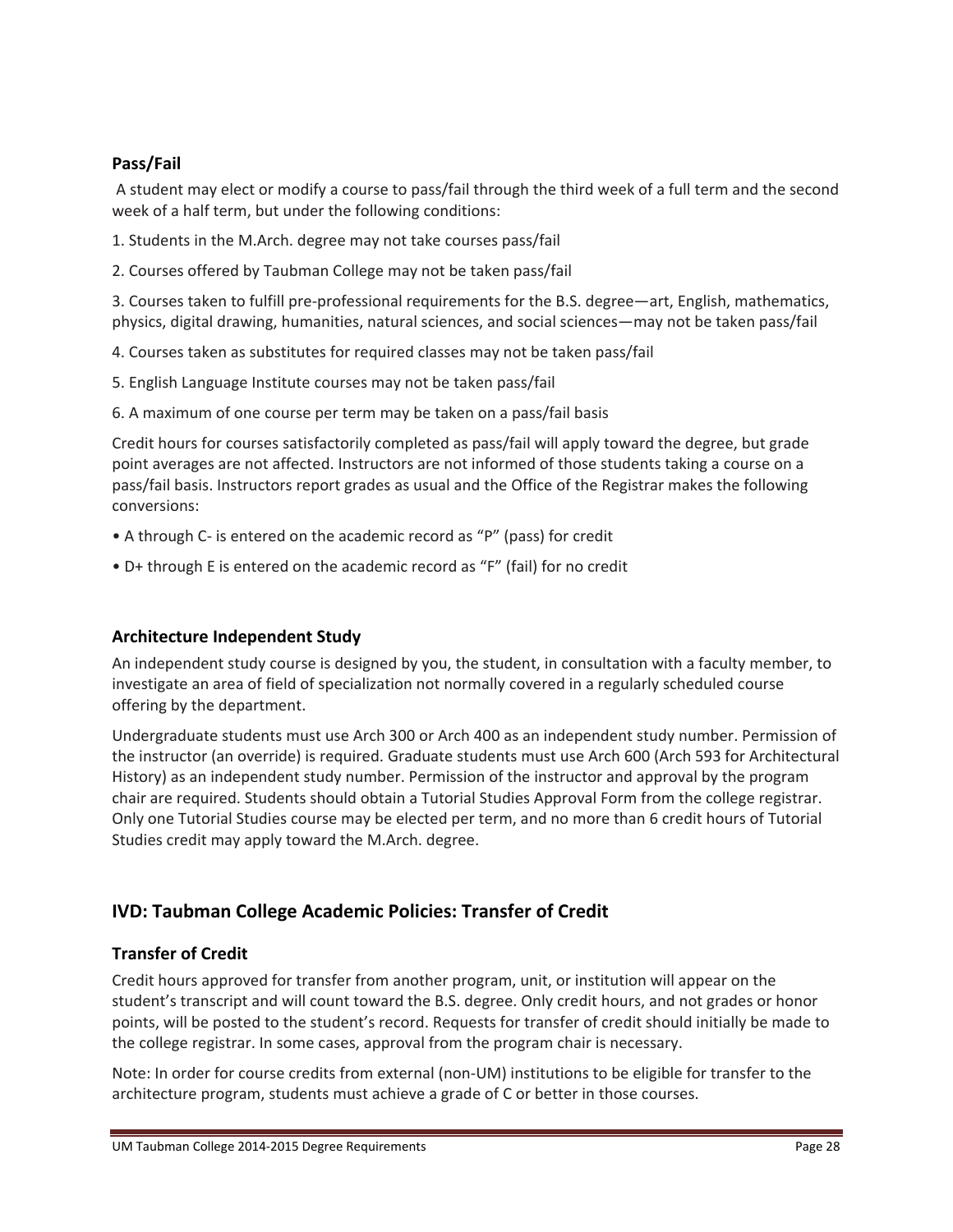### Pass/Fail

A student may elect or modify a course to pass/fail through the third week of a full term and the second week of a half term, but under the following conditions:

1. Students in the M.Arch. degree may not take courses pass/fail
2. Courses offered by Taubman College may not be taken pass/fail
3. Courses taken to fulfill pre-professional requirements for the B.S. degree—art, English, mathematics, physics, digital drawing, humanities, natural sciences, and social sciences—may not be taken pass/fail
4. Courses taken as substitutes for required classes may not be taken pass/fail
5. English Language Institute courses may not be taken pass/fail
6. A maximum of one course per term may be taken on a pass/fail basis

Credit hours for courses satisfactorily completed as pass/fail will apply toward the degree, but grade point averages are not affected. Instructors are not informed of those students taking a course on a pass/fail basis. Instructors report grades as usual and the Office of the Registrar makes the following conversions:

- A through C- is entered on the academic record as "P" (pass) for credit
- D+ through E is entered on the academic record as "F" (fail) for no credit

### Architecture Independent Study

An independent study course is designed by you, the student, in consultation with a faculty member, to investigate an area of field of specialization not normally covered in a regularly scheduled course offering by the department.

Undergraduate students must use Arch 300 or Arch 400 as an independent study number. Permission of the instructor (an override) is required. Graduate students must use Arch 600 (Arch 593 for Architectural History) as an independent study number. Permission of the instructor and approval by the program chair are required. Students should obtain a Tutorial Studies Approval Form from the college registrar. Only one Tutorial Studies course may be elected per term, and no more than 6 credit hours of Tutorial Studies credit may apply toward the M.Arch. degree.

## IVD: Taubman College Academic Policies: Transfer of Credit

### Transfer of Credit

Credit hours approved for transfer from another program, unit, or institution will appear on the student's transcript and will count toward the B.S. degree. Only credit hours, and not grades or honor points, will be posted to the student's record. Requests for transfer of credit should initially be made to the college registrar. In some cases, approval from the program chair is necessary.

Note: In order for course credits from external (non-UM) institutions to be eligible for transfer to the architecture program, students must achieve a grade of C or better in those courses.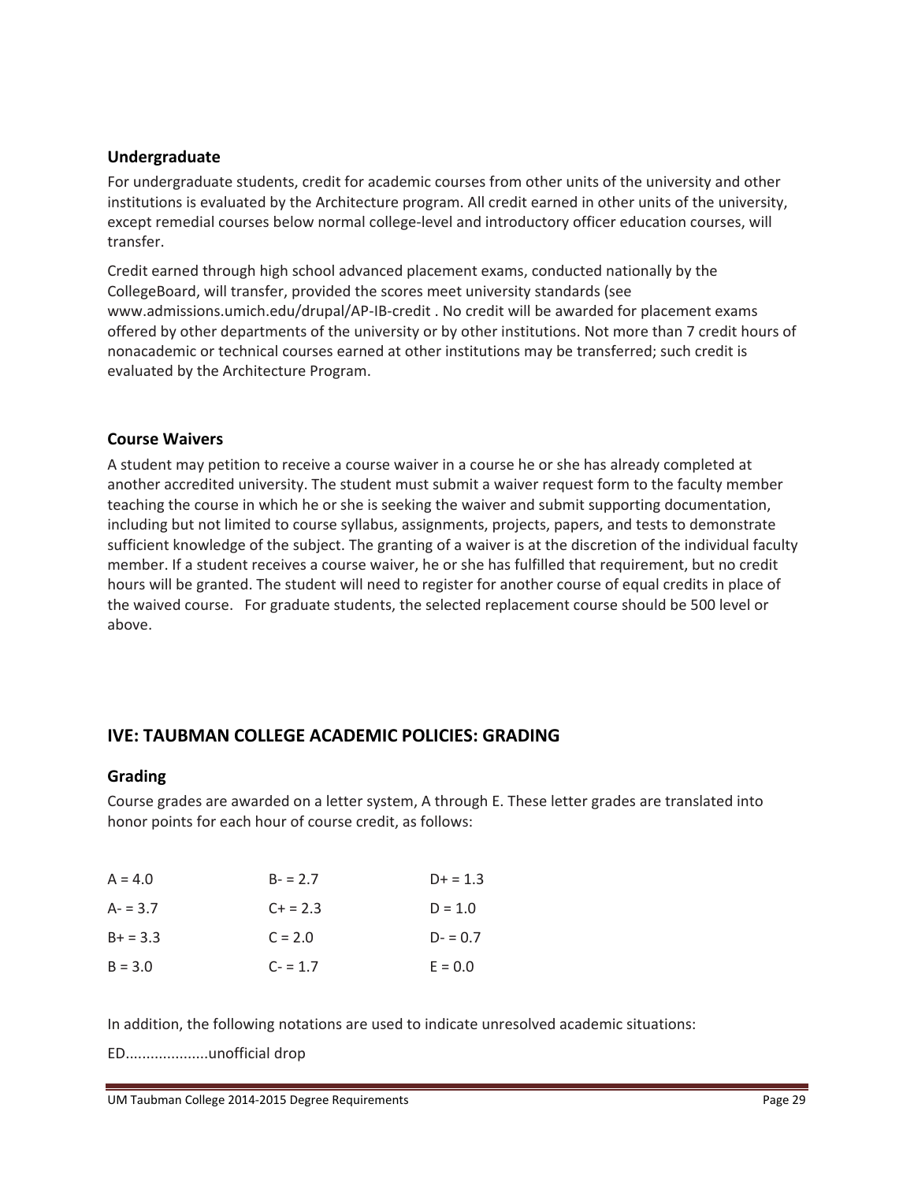### Undergraduate

For undergraduate students, credit for academic courses from other units of the university and other institutions is evaluated by the Architecture program. All credit earned in other units of the university, except remedial courses below normal college-level and introductory officer education courses, will transfer.

Credit earned through high school advanced placement exams, conducted nationally by the CollegeBoard, will transfer, provided the scores meet university standards (see www.admissions.umich.edu/drupal/AP-IB-credit . No credit will be awarded for placement exams offered by other departments of the university or by other institutions. Not more than 7 credit hours of nonacademic or technical courses earned at other institutions may be transferred; such credit is evaluated by the Architecture Program.

### Course Waivers

A student may petition to receive a course waiver in a course he or she has already completed at another accredited university. The student must submit a waiver request form to the faculty member teaching the course in which he or she is seeking the waiver and submit supporting documentation, including but not limited to course syllabus, assignments, projects, papers, and tests to demonstrate sufficient knowledge of the subject. The granting of a waiver is at the discretion of the individual faculty member. If a student receives a course waiver, he or she has fulfilled that requirement, but no credit hours will be granted. The student will need to register for another course of equal credits in place of the waived course. For graduate students, the selected replacement course should be 500 level or above.

## IVE: TAUBMAN COLLEGE ACADEMIC POLICIES: GRADING

### Grading

Course grades are awarded on a letter system, A through E. These letter grades are translated into honor points for each hour of course credit, as follows:

| | | |
|---|---|---|
| A = 4.0 | B- = 2.7 | D+ = 1.3 |
| A- = 3.7 | C+ = 2.3 | D = 1.0 |
| B+ = 3.3 | C = 2.0 | D- = 0.7 |
| B = 3.0 | C- = 1.7 | E = 0.0 |

In addition, the following notations are used to indicate unresolved academic situations:

ED...................unofficial drop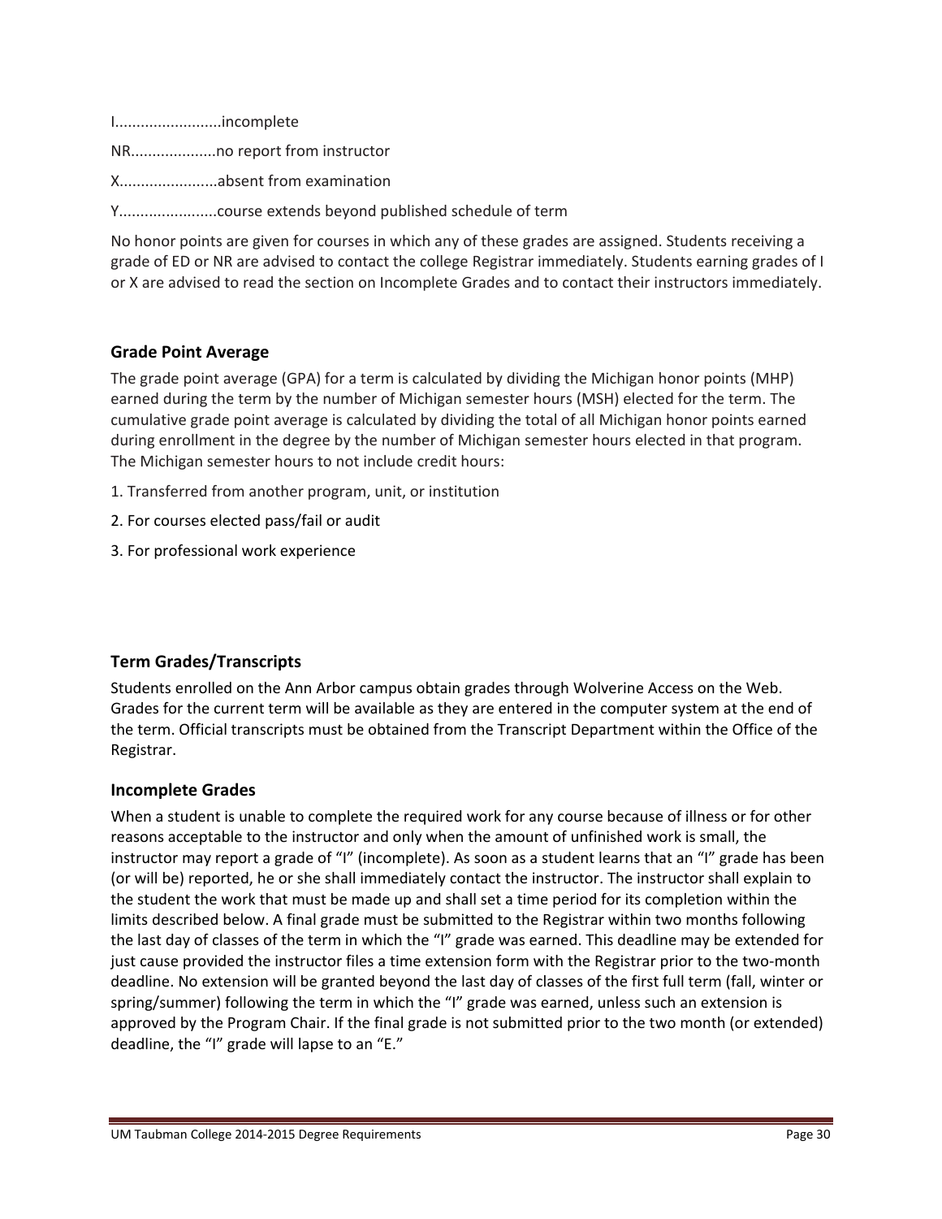I.........................incomplete

NR....................no report from instructor

X.......................absent from examination

Y.......................course extends beyond published schedule of term

No honor points are given for courses in which any of these grades are assigned. Students receiving a grade of ED or NR are advised to contact the college Registrar immediately. Students earning grades of I or X are advised to read the section on Incomplete Grades and to contact their instructors immediately.

## Grade Point Average

The grade point average (GPA) for a term is calculated by dividing the Michigan honor points (MHP) earned during the term by the number of Michigan semester hours (MSH) elected for the term. The cumulative grade point average is calculated by dividing the total of all Michigan honor points earned during enrollment in the degree by the number of Michigan semester hours elected in that program. The Michigan semester hours to not include credit hours:

1. Transferred from another program, unit, or institution
2. For courses elected pass/fail or audit
3. For professional work experience

## Term Grades/Transcripts

Students enrolled on the Ann Arbor campus obtain grades through Wolverine Access on the Web. Grades for the current term will be available as they are entered in the computer system at the end of the term. Official transcripts must be obtained from the Transcript Department within the Office of the Registrar.

## Incomplete Grades

When a student is unable to complete the required work for any course because of illness or for other reasons acceptable to the instructor and only when the amount of unfinished work is small, the instructor may report a grade of "I" (incomplete). As soon as a student learns that an "I" grade has been (or will be) reported, he or she shall immediately contact the instructor. The instructor shall explain to the student the work that must be made up and shall set a time period for its completion within the limits described below. A final grade must be submitted to the Registrar within two months following the last day of classes of the term in which the "I" grade was earned. This deadline may be extended for just cause provided the instructor files a time extension form with the Registrar prior to the two-month deadline. No extension will be granted beyond the last day of classes of the first full term (fall, winter or spring/summer) following the term in which the "I" grade was earned, unless such an extension is approved by the Program Chair. If the final grade is not submitted prior to the two month (or extended) deadline, the "I" grade will lapse to an "E."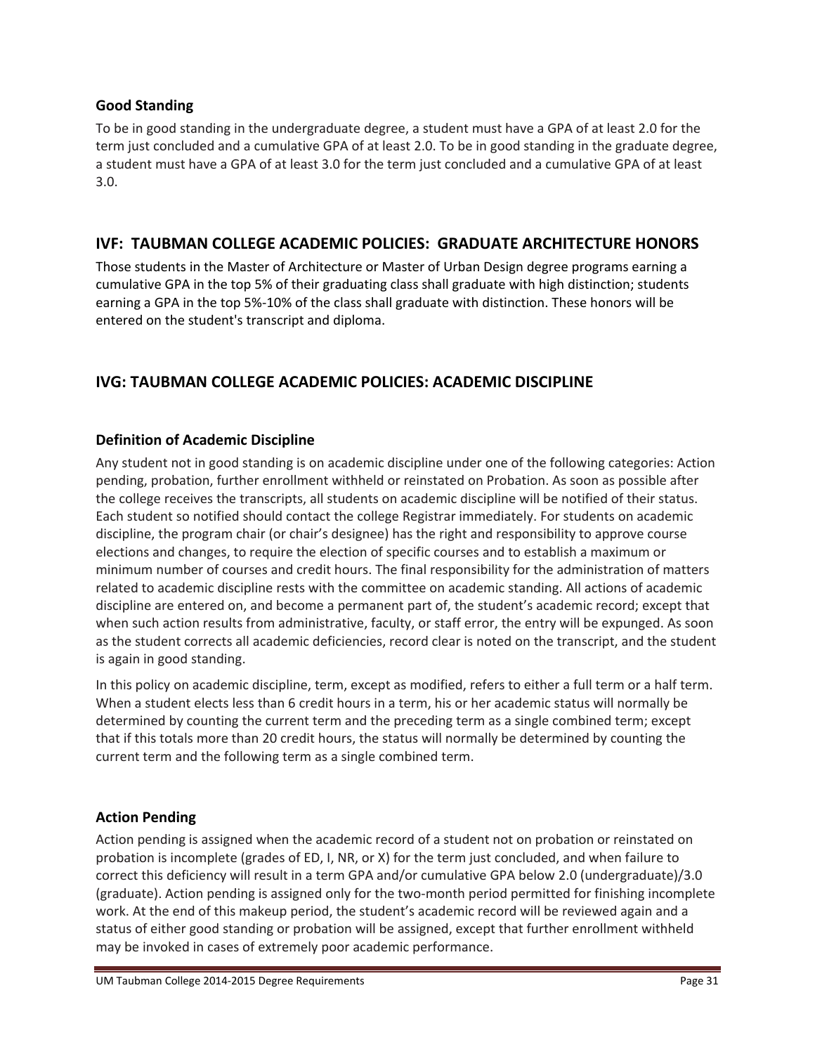### Good Standing

To be in good standing in the undergraduate degree, a student must have a GPA of at least 2.0 for the term just concluded and a cumulative GPA of at least 2.0. To be in good standing in the graduate degree, a student must have a GPA of at least 3.0 for the term just concluded and a cumulative GPA of at least 3.0.

## IVF: TAUBMAN COLLEGE ACADEMIC POLICIES: GRADUATE ARCHITECTURE HONORS

Those students in the Master of Architecture or Master of Urban Design degree programs earning a cumulative GPA in the top 5% of their graduating class shall graduate with high distinction; students earning a GPA in the top 5%-10% of the class shall graduate with distinction. These honors will be entered on the student's transcript and diploma.

## IVG: TAUBMAN COLLEGE ACADEMIC POLICIES: ACADEMIC DISCIPLINE

### Definition of Academic Discipline

Any student not in good standing is on academic discipline under one of the following categories: Action pending, probation, further enrollment withheld or reinstated on Probation. As soon as possible after the college receives the transcripts, all students on academic discipline will be notified of their status. Each student so notified should contact the college Registrar immediately. For students on academic discipline, the program chair (or chair's designee) has the right and responsibility to approve course elections and changes, to require the election of specific courses and to establish a maximum or minimum number of courses and credit hours. The final responsibility for the administration of matters related to academic discipline rests with the committee on academic standing. All actions of academic discipline are entered on, and become a permanent part of, the student's academic record; except that when such action results from administrative, faculty, or staff error, the entry will be expunged. As soon as the student corrects all academic deficiencies, record clear is noted on the transcript, and the student is again in good standing.

In this policy on academic discipline, term, except as modified, refers to either a full term or a half term. When a student elects less than 6 credit hours in a term, his or her academic status will normally be determined by counting the current term and the preceding term as a single combined term; except that if this totals more than 20 credit hours, the status will normally be determined by counting the current term and the following term as a single combined term.

### Action Pending

Action pending is assigned when the academic record of a student not on probation or reinstated on probation is incomplete (grades of ED, I, NR, or X) for the term just concluded, and when failure to correct this deficiency will result in a term GPA and/or cumulative GPA below 2.0 (undergraduate)/3.0 (graduate). Action pending is assigned only for the two-month period permitted for finishing incomplete work. At the end of this makeup period, the student's academic record will be reviewed again and a status of either good standing or probation will be assigned, except that further enrollment withheld may be invoked in cases of extremely poor academic performance.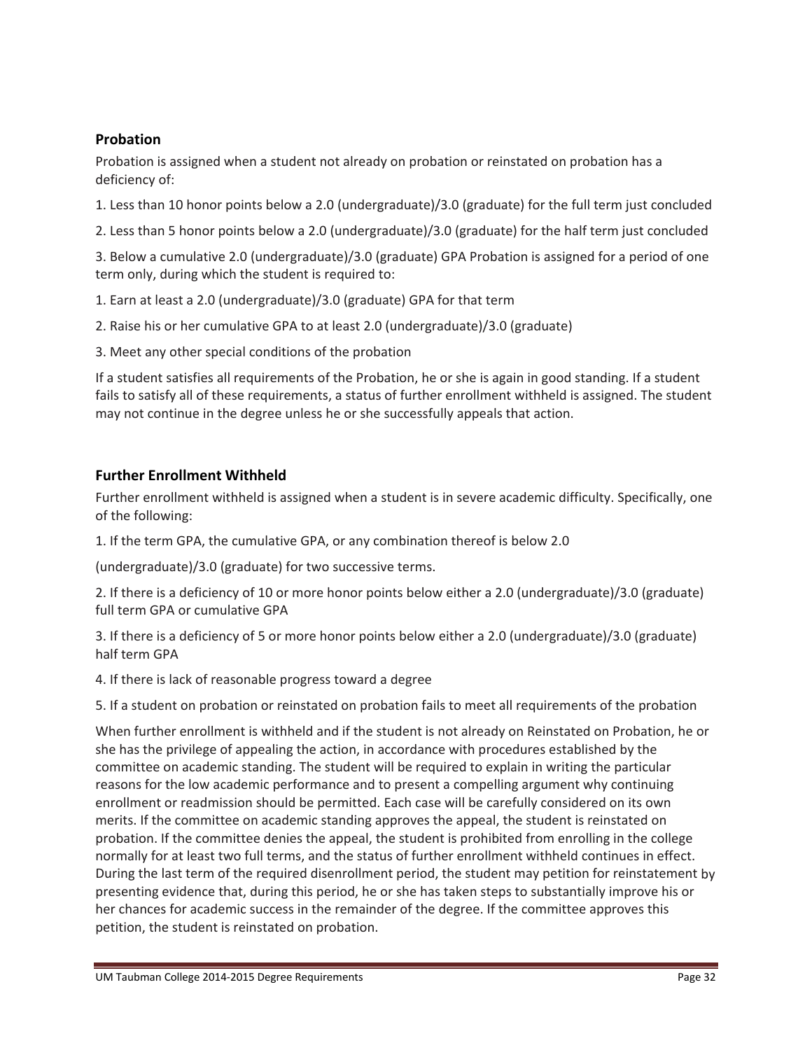## Probation

Probation is assigned when a student not already on probation or reinstated on probation has a deficiency of:

1. Less than 10 honor points below a 2.0 (undergraduate)/3.0 (graduate) for the full term just concluded

2. Less than 5 honor points below a 2.0 (undergraduate)/3.0 (graduate) for the half term just concluded

3. Below a cumulative 2.0 (undergraduate)/3.0 (graduate) GPA Probation is assigned for a period of one term only, during which the student is required to:

1. Earn at least a 2.0 (undergraduate)/3.0 (graduate) GPA for that term

2. Raise his or her cumulative GPA to at least 2.0 (undergraduate)/3.0 (graduate)

3. Meet any other special conditions of the probation

If a student satisfies all requirements of the Probation, he or she is again in good standing. If a student fails to satisfy all of these requirements, a status of further enrollment withheld is assigned. The student may not continue in the degree unless he or she successfully appeals that action.

## Further Enrollment Withheld

Further enrollment withheld is assigned when a student is in severe academic difficulty. Specifically, one of the following:

1. If the term GPA, the cumulative GPA, or any combination thereof is below 2.0

(undergraduate)/3.0 (graduate) for two successive terms.

2. If there is a deficiency of 10 or more honor points below either a 2.0 (undergraduate)/3.0 (graduate) full term GPA or cumulative GPA

3. If there is a deficiency of 5 or more honor points below either a 2.0 (undergraduate)/3.0 (graduate) half term GPA

4. If there is lack of reasonable progress toward a degree

5. If a student on probation or reinstated on probation fails to meet all requirements of the probation

When further enrollment is withheld and if the student is not already on Reinstated on Probation, he or she has the privilege of appealing the action, in accordance with procedures established by the committee on academic standing. The student will be required to explain in writing the particular reasons for the low academic performance and to present a compelling argument why continuing enrollment or readmission should be permitted. Each case will be carefully considered on its own merits. If the committee on academic standing approves the appeal, the student is reinstated on probation. If the committee denies the appeal, the student is prohibited from enrolling in the college normally for at least two full terms, and the status of further enrollment withheld continues in effect. During the last term of the required disenrollment period, the student may petition for reinstatement by presenting evidence that, during this period, he or she has taken steps to substantially improve his or her chances for academic success in the remainder of the degree. If the committee approves this petition, the student is reinstated on probation.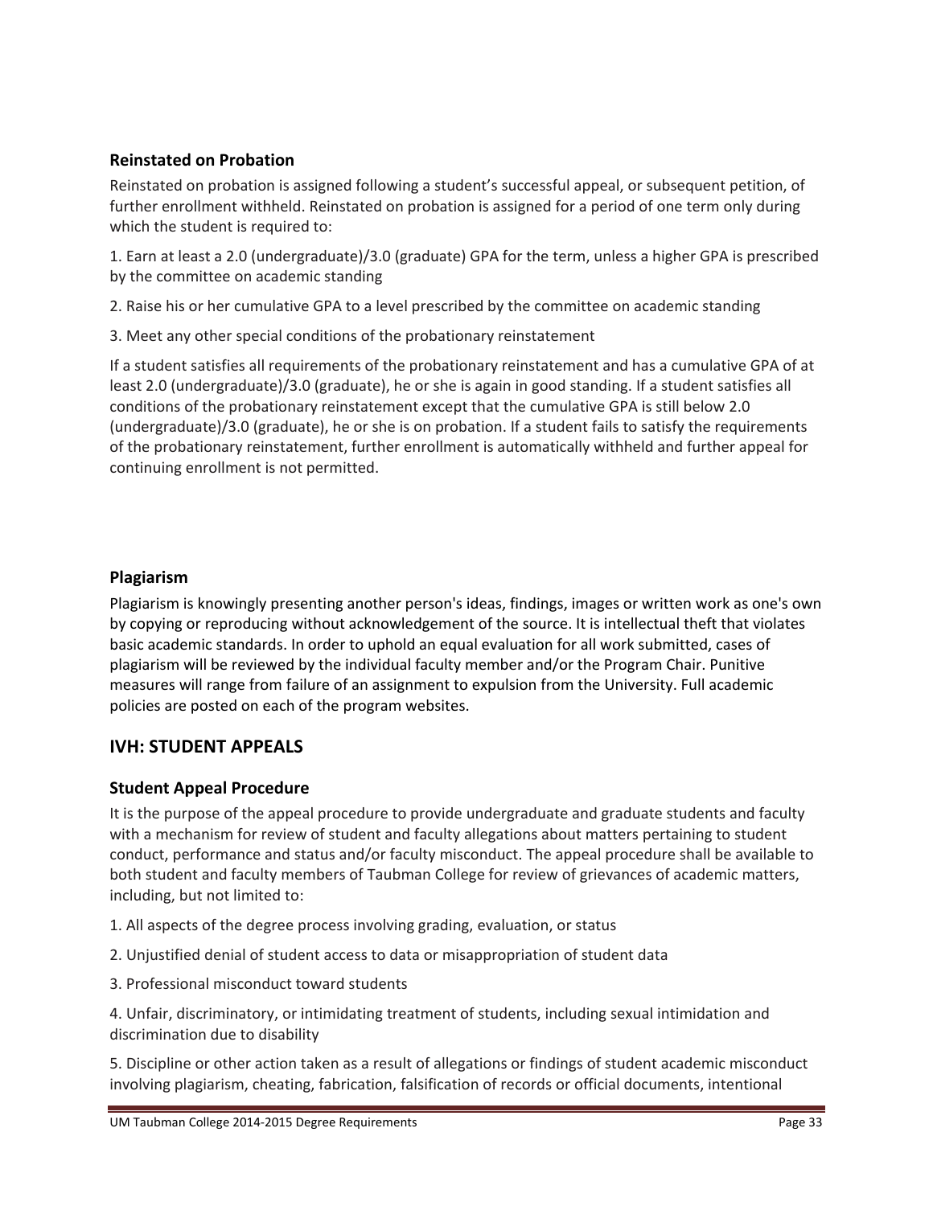### Reinstated on Probation

Reinstated on probation is assigned following a student's successful appeal, or subsequent petition, of further enrollment withheld. Reinstated on probation is assigned for a period of one term only during which the student is required to:

1. Earn at least a 2.0 (undergraduate)/3.0 (graduate) GPA for the term, unless a higher GPA is prescribed by the committee on academic standing
2. Raise his or her cumulative GPA to a level prescribed by the committee on academic standing
3. Meet any other special conditions of the probationary reinstatement

If a student satisfies all requirements of the probationary reinstatement and has a cumulative GPA of at least 2.0 (undergraduate)/3.0 (graduate), he or she is again in good standing. If a student satisfies all conditions of the probationary reinstatement except that the cumulative GPA is still below 2.0 (undergraduate)/3.0 (graduate), he or she is on probation. If a student fails to satisfy the requirements of the probationary reinstatement, further enrollment is automatically withheld and further appeal for continuing enrollment is not permitted.

### Plagiarism

Plagiarism is knowingly presenting another person's ideas, findings, images or written work as one's own by copying or reproducing without acknowledgement of the source. It is intellectual theft that violates basic academic standards. In order to uphold an equal evaluation for all work submitted, cases of plagiarism will be reviewed by the individual faculty member and/or the Program Chair. Punitive measures will range from failure of an assignment to expulsion from the University. Full academic policies are posted on each of the program websites.

## IVH: STUDENT APPEALS

### Student Appeal Procedure

It is the purpose of the appeal procedure to provide undergraduate and graduate students and faculty with a mechanism for review of student and faculty allegations about matters pertaining to student conduct, performance and status and/or faculty misconduct. The appeal procedure shall be available to both student and faculty members of Taubman College for review of grievances of academic matters, including, but not limited to:

1. All aspects of the degree process involving grading, evaluation, or status
2. Unjustified denial of student access to data or misappropriation of student data
3. Professional misconduct toward students
4. Unfair, discriminatory, or intimidating treatment of students, including sexual intimidation and discrimination due to disability
5. Discipline or other action taken as a result of allegations or findings of student academic misconduct involving plagiarism, cheating, fabrication, falsification of records or official documents, intentional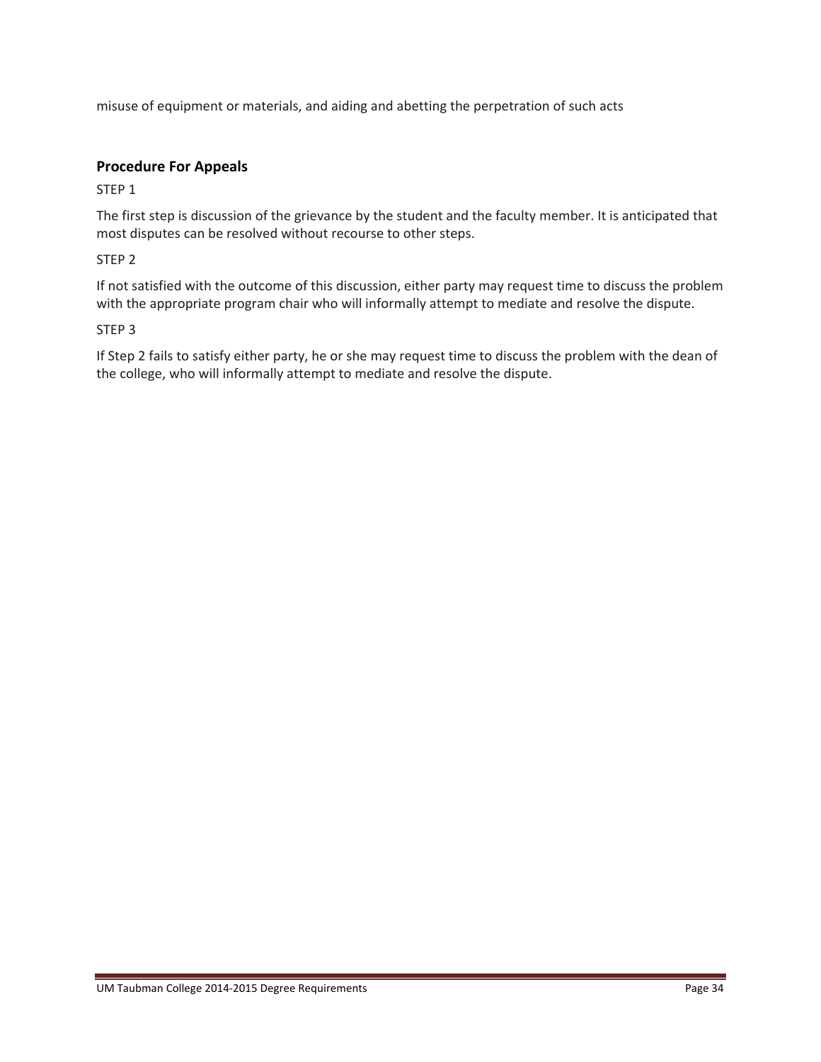misuse of equipment or materials, and aiding and abetting the perpetration of such acts

## Procedure For Appeals

STEP 1

The first step is discussion of the grievance by the student and the faculty member. It is anticipated that most disputes can be resolved without recourse to other steps.

STEP 2

If not satisfied with the outcome of this discussion, either party may request time to discuss the problem with the appropriate program chair who will informally attempt to mediate and resolve the dispute.

STEP 3

If Step 2 fails to satisfy either party, he or she may request time to discuss the problem with the dean of the college, who will informally attempt to mediate and resolve the dispute.